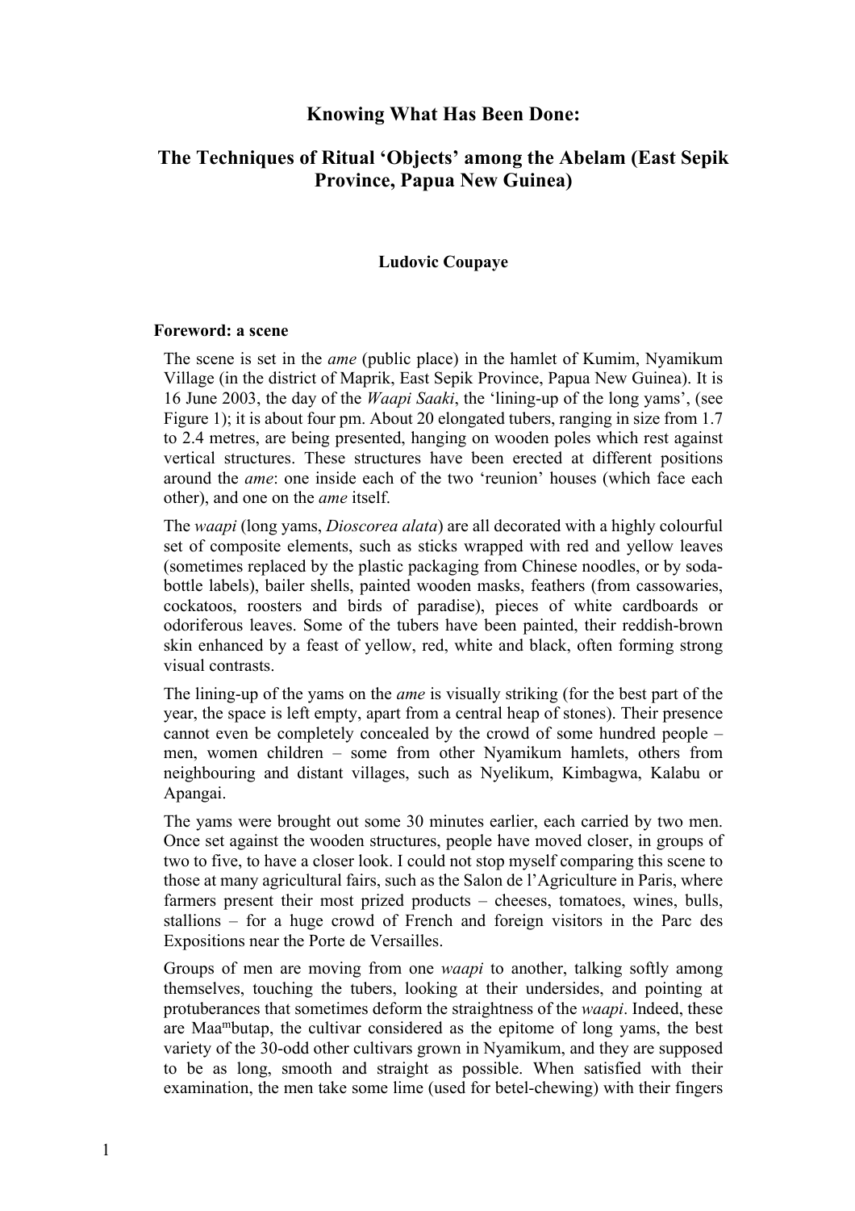# Knowing What Has Been Done:

# The Techniques of Ritual 'Objects' among the Abelam (East Sepik Province, Papua New Guinea)

**Ludovic Coupaye**

## Foreword: a scene

The scene is set in the *ame* (public place) in the hamlet of Kumim, Nyamikum Village (in the district of Maprik, East Sepik Province, Papua New Guinea). It is 16 June 2003, the day of the *Waapi Saaki*, the 'lining-up of the long yams', (see Figure 1); it is about four pm. About 20 elongated tubers, ranging in size from 1.7 to 2.4 metres, are being presented, hanging on wooden poles which rest against vertical structures. These structures have been erected at different positions around the *ame*: one inside each of the two 'reunion' houses (which face each other), and one on the *ame* itself.

The *waapi* (long yams, *Dioscorea alata*) are all decorated with a highly colourful set of composite elements, such as sticks wrapped with red and yellow leaves (sometimes replaced by the plastic packaging from Chinese noodles, or by soda-bottle labels), bailer shells, painted wooden masks, feathers (from cassowaries, cockatoos, roosters and birds of paradise), pieces of white cardboards or odoriferous leaves. Some of the tubers have been painted, their reddish-brown skin enhanced by a feast of yellow, red, white and black, often forming strong visual contrasts.

The lining-up of the yams on the *ame* is visually striking (for the best part of the year, the space is left empty, apart from a central heap of stones). Their presence cannot even be completely concealed by the crowd of some hundred people – men, women children – some from other Nyamikum hamlets, others from neighbouring and distant villages, such as Nyelikum, Kimbagwa, Kalabu or Apangai.

The yams were brought out some 30 minutes earlier, each carried by two men. Once set against the wooden structures, people have moved closer, in groups of two to five, to have a closer look. I could not stop myself comparing this scene to those at many agricultural fairs, such as the Salon de l'Agriculture in Paris, where farmers present their most prized products – cheeses, tomatoes, wines, bulls, stallions – for a huge crowd of French and foreign visitors in the Parc des Expositions near the Porte de Versailles.

Groups of men are moving from one *waapi* to another, talking softly among themselves, touching the tubers, looking at their undersides, and pointing at protuberances that sometimes deform the straightness of the *waapi*. Indeed, these are Maa^m^butap, the cultivar considered as the epitome of long yams, the best variety of the 30-odd other cultivars grown in Nyamikum, and they are supposed to be as long, smooth and straight as possible. When satisfied with their examination, the men take some lime (used for betel-chewing) with their fingers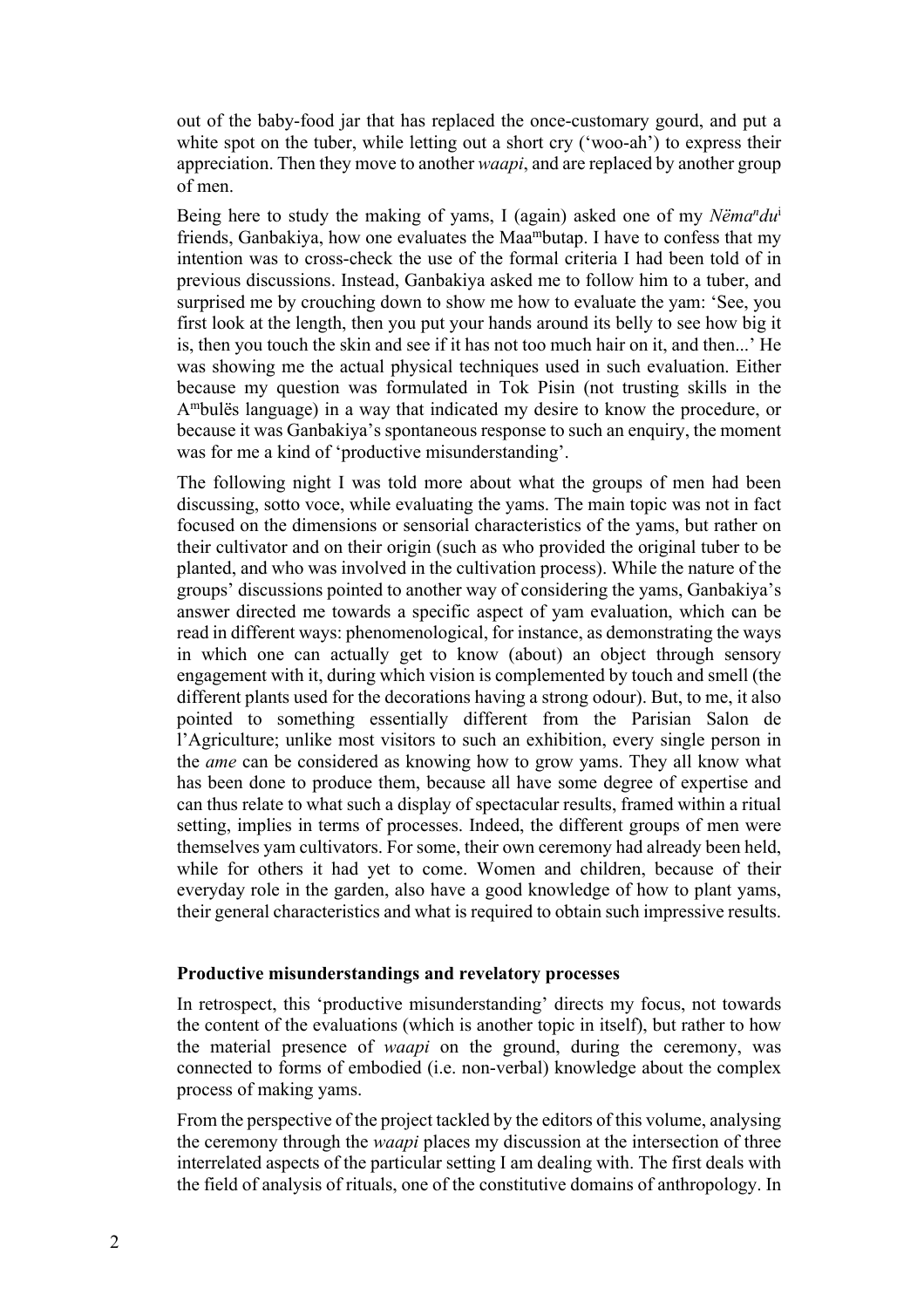out of the baby-food jar that has replaced the once-customary gourd, and put a white spot on the tuber, while letting out a short cry ('woo-ah') to express their appreciation. Then they move to another *waapi*, and are replaced by another group of men.

Being here to study the making of yams, I (again) asked one of my *Nëma*ⁿ*du*[i] friends, Ganbakiya, how one evaluates the Maaᵐbutap. I have to confess that my intention was to cross-check the use of the formal criteria I had been told of in previous discussions. Instead, Ganbakiya asked me to follow him to a tuber, and surprised me by crouching down to show me how to evaluate the yam: 'See, you first look at the length, then you put your hands around its belly to see how big it is, then you touch the skin and see if it has not too much hair on it, and then...' He was showing me the actual physical techniques used in such evaluation. Either because my question was formulated in Tok Pisin (not trusting skills in the Aᵐbulës language) in a way that indicated my desire to know the procedure, or because it was Ganbakiya's spontaneous response to such an enquiry, the moment was for me a kind of 'productive misunderstanding'.

The following night I was told more about what the groups of men had been discussing, sotto voce, while evaluating the yams. The main topic was not in fact focused on the dimensions or sensorial characteristics of the yams, but rather on their cultivator and on their origin (such as who provided the original tuber to be planted, and who was involved in the cultivation process). While the nature of the groups' discussions pointed to another way of considering the yams, Ganbakiya's answer directed me towards a specific aspect of yam evaluation, which can be read in different ways: phenomenological, for instance, as demonstrating the ways in which one can actually get to know (about) an object through sensory engagement with it, during which vision is complemented by touch and smell (the different plants used for the decorations having a strong odour). But, to me, it also pointed to something essentially different from the Parisian Salon de l'Agriculture; unlike most visitors to such an exhibition, every single person in the *ame* can be considered as knowing how to grow yams. They all know what has been done to produce them, because all have some degree of expertise and can thus relate to what such a display of spectacular results, framed within a ritual setting, implies in terms of processes. Indeed, the different groups of men were themselves yam cultivators. For some, their own ceremony had already been held, while for others it had yet to come. Women and children, because of their everyday role in the garden, also have a good knowledge of how to plant yams, their general characteristics and what is required to obtain such impressive results.

### Productive misunderstandings and revelatory processes

In retrospect, this 'productive misunderstanding' directs my focus, not towards the content of the evaluations (which is another topic in itself), but rather to how the material presence of *waapi* on the ground, during the ceremony, was connected to forms of embodied (i.e. non-verbal) knowledge about the complex process of making yams.

From the perspective of the project tackled by the editors of this volume, analysing the ceremony through the *waapi* places my discussion at the intersection of three interrelated aspects of the particular setting I am dealing with. The first deals with the field of analysis of rituals, one of the constitutive domains of anthropology. In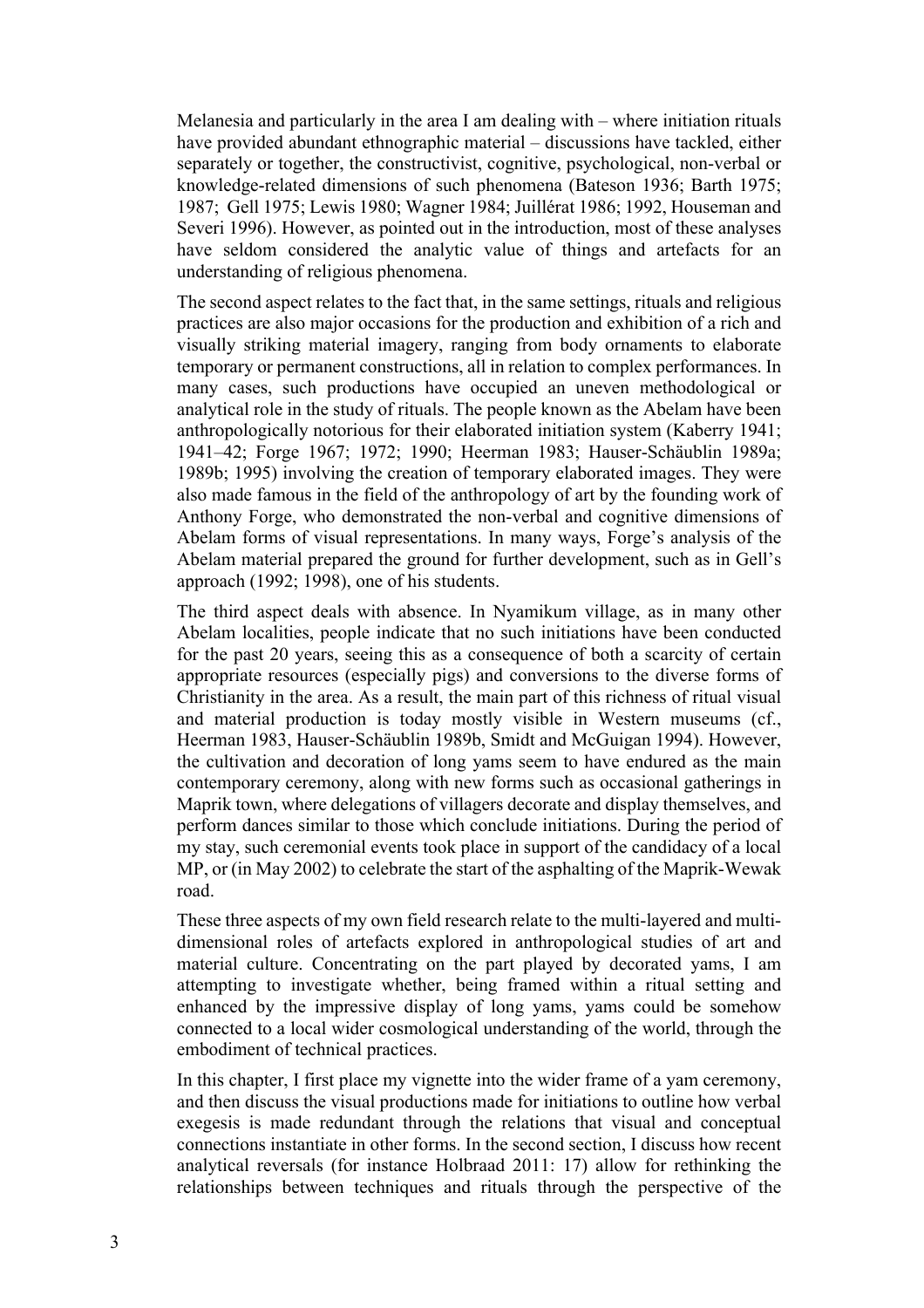Melanesia and particularly in the area I am dealing with – where initiation rituals have provided abundant ethnographic material – discussions have tackled, either separately or together, the constructivist, cognitive, psychological, non-verbal or knowledge-related dimensions of such phenomena (Bateson 1936; Barth 1975; 1987; Gell 1975; Lewis 1980; Wagner 1984; Juillérat 1986; 1992, Houseman and Severi 1996). However, as pointed out in the introduction, most of these analyses have seldom considered the analytic value of things and artefacts for an understanding of religious phenomena.

The second aspect relates to the fact that, in the same settings, rituals and religious practices are also major occasions for the production and exhibition of a rich and visually striking material imagery, ranging from body ornaments to elaborate temporary or permanent constructions, all in relation to complex performances. In many cases, such productions have occupied an uneven methodological or analytical role in the study of rituals. The people known as the Abelam have been anthropologically notorious for their elaborated initiation system (Kaberry 1941; 1941–42; Forge 1967; 1972; 1990; Heerman 1983; Hauser-Schäublin 1989a; 1989b; 1995) involving the creation of temporary elaborated images. They were also made famous in the field of the anthropology of art by the founding work of Anthony Forge, who demonstrated the non-verbal and cognitive dimensions of Abelam forms of visual representations. In many ways, Forge's analysis of the Abelam material prepared the ground for further development, such as in Gell's approach (1992; 1998), one of his students.

The third aspect deals with absence. In Nyamikum village, as in many other Abelam localities, people indicate that no such initiations have been conducted for the past 20 years, seeing this as a consequence of both a scarcity of certain appropriate resources (especially pigs) and conversions to the diverse forms of Christianity in the area. As a result, the main part of this richness of ritual visual and material production is today mostly visible in Western museums (cf., Heerman 1983, Hauser-Schäublin 1989b, Smidt and McGuigan 1994). However, the cultivation and decoration of long yams seem to have endured as the main contemporary ceremony, along with new forms such as occasional gatherings in Maprik town, where delegations of villagers decorate and display themselves, and perform dances similar to those which conclude initiations. During the period of my stay, such ceremonial events took place in support of the candidacy of a local MP, or (in May 2002) to celebrate the start of the asphalting of the Maprik-Wewak road.

These three aspects of my own field research relate to the multi-layered and multi-dimensional roles of artefacts explored in anthropological studies of art and material culture. Concentrating on the part played by decorated yams, I am attempting to investigate whether, being framed within a ritual setting and enhanced by the impressive display of long yams, yams could be somehow connected to a local wider cosmological understanding of the world, through the embodiment of technical practices.

In this chapter, I first place my vignette into the wider frame of a yam ceremony, and then discuss the visual productions made for initiations to outline how verbal exegesis is made redundant through the relations that visual and conceptual connections instantiate in other forms. In the second section, I discuss how recent analytical reversals (for instance Holbraad 2011: 17) allow for rethinking the relationships between techniques and rituals through the perspective of the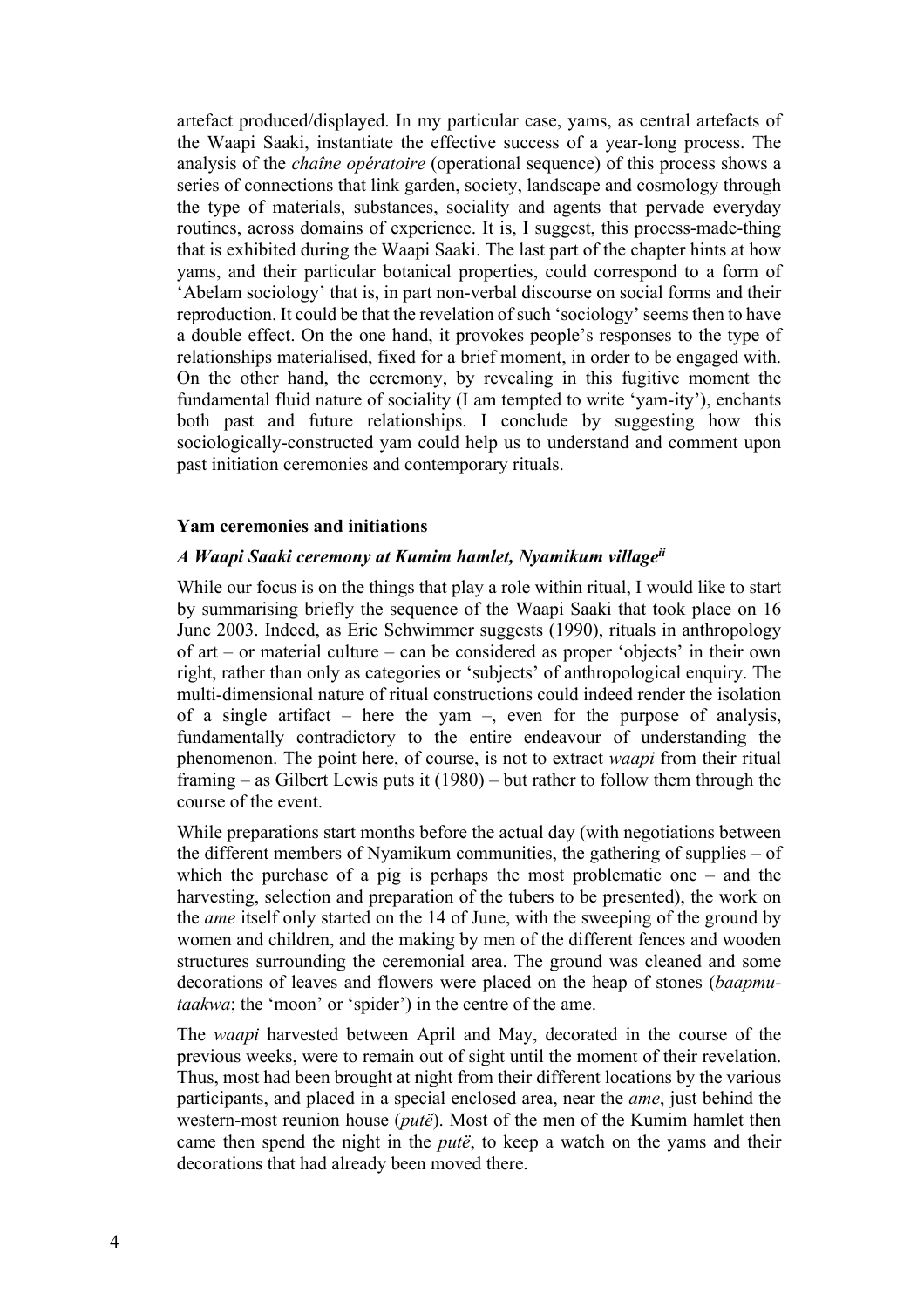artefact produced/displayed. In my particular case, yams, as central artefacts of the Waapi Saaki, instantiate the effective success of a year-long process. The analysis of the *chaîne opératoire* (operational sequence) of this process shows a series of connections that link garden, society, landscape and cosmology through the type of materials, substances, sociality and agents that pervade everyday routines, across domains of experience. It is, I suggest, this process-made-thing that is exhibited during the Waapi Saaki. The last part of the chapter hints at how yams, and their particular botanical properties, could correspond to a form of 'Abelam sociology' that is, in part non-verbal discourse on social forms and their reproduction. It could be that the revelation of such 'sociology' seems then to have a double effect. On the one hand, it provokes people's responses to the type of relationships materialised, fixed for a brief moment, in order to be engaged with. On the other hand, the ceremony, by revealing in this fugitive moment the fundamental fluid nature of sociality (I am tempted to write 'yam-ity'), enchants both past and future relationships. I conclude by suggesting how this sociologically-constructed yam could help us to understand and comment upon past initiation ceremonies and contemporary rituals.

## Yam ceremonies and initiations

### *A Waapi Saaki ceremony at Kumim hamlet, Nyamikum village*[ii]

While our focus is on the things that play a role within ritual, I would like to start by summarising briefly the sequence of the Waapi Saaki that took place on 16 June 2003. Indeed, as Eric Schwimmer suggests (1990), rituals in anthropology of art – or material culture – can be considered as proper 'objects' in their own right, rather than only as categories or 'subjects' of anthropological enquiry. The multi-dimensional nature of ritual constructions could indeed render the isolation of a single artifact – here the yam –, even for the purpose of analysis, fundamentally contradictory to the entire endeavour of understanding the phenomenon. The point here, of course, is not to extract *waapi* from their ritual framing – as Gilbert Lewis puts it (1980) – but rather to follow them through the course of the event.

While preparations start months before the actual day (with negotiations between the different members of Nyamikum communities, the gathering of supplies – of which the purchase of a pig is perhaps the most problematic one – and the harvesting, selection and preparation of the tubers to be presented), the work on the *ame* itself only started on the 14 of June, with the sweeping of the ground by women and children, and the making by men of the different fences and wooden structures surrounding the ceremonial area. The ground was cleaned and some decorations of leaves and flowers were placed on the heap of stones (*baapmu-taakwa*; the 'moon' or 'spider') in the centre of the ame.

The *waapi* harvested between April and May, decorated in the course of the previous weeks, were to remain out of sight until the moment of their revelation. Thus, most had been brought at night from their different locations by the various participants, and placed in a special enclosed area, near the *ame*, just behind the western-most reunion house (*putë*). Most of the men of the Kumim hamlet then came then spend the night in the *putë*, to keep a watch on the yams and their decorations that had already been moved there.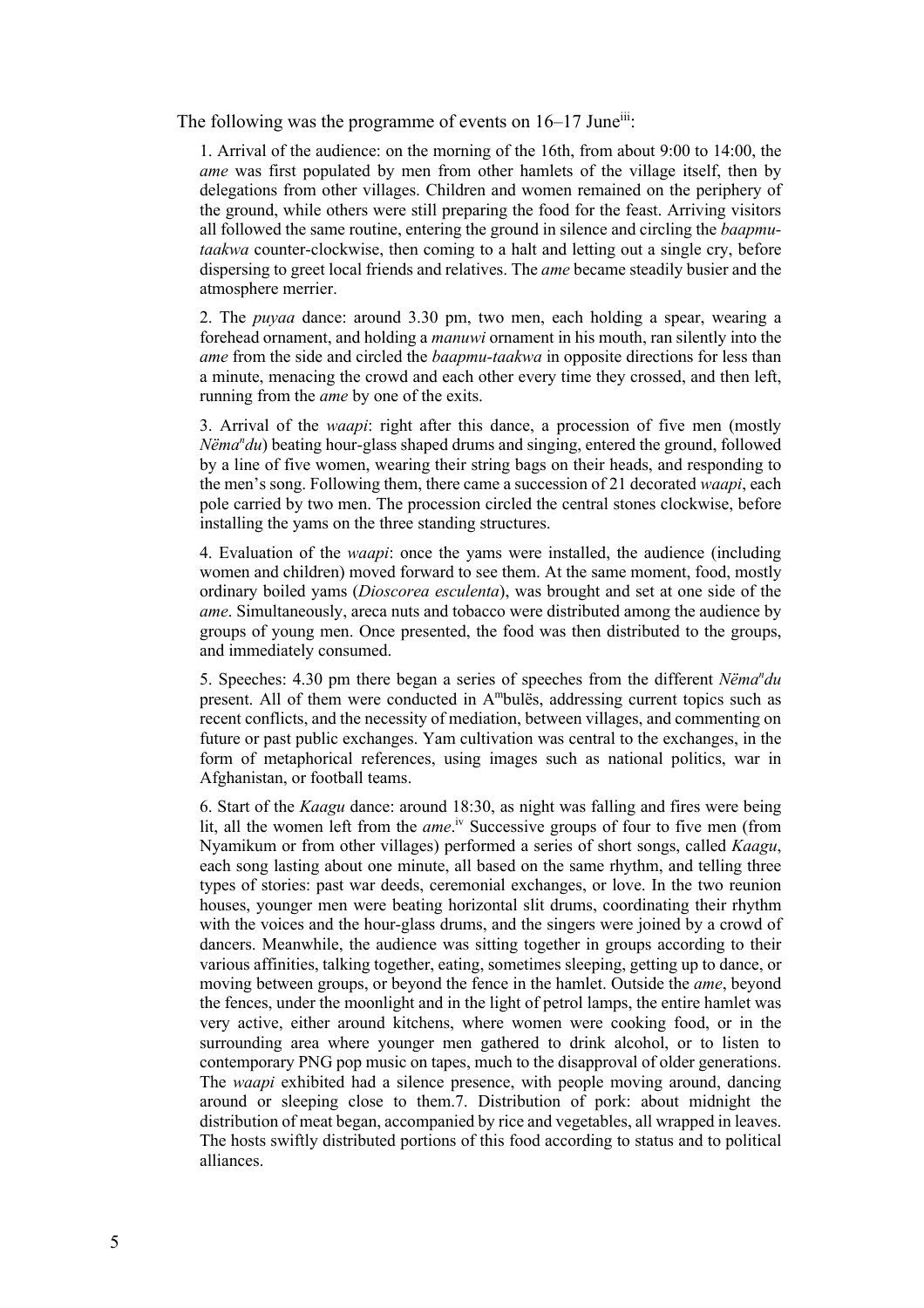The following was the programme of events on 16–17 June[iii]:

1. Arrival of the audience: on the morning of the 16th, from about 9:00 to 14:00, the *ame* was first populated by men from other hamlets of the village itself, then by delegations from other villages. Children and women remained on the periphery of the ground, while others were still preparing the food for the feast. Arriving visitors all followed the same routine, entering the ground in silence and circling the *baapmu-taakwa* counter-clockwise, then coming to a halt and letting out a single cry, before dispersing to greet local friends and relatives. The *ame* became steadily busier and the atmosphere merrier.

2. The *puyaa* dance: around 3.30 pm, two men, each holding a spear, wearing a forehead ornament, and holding a *manuwi* ornament in his mouth, ran silently into the *ame* from the side and circled the *baapmu-taakwa* in opposite directions for less than a minute, menacing the crowd and each other every time they crossed, and then left, running from the *ame* by one of the exits.

3. Arrival of the *waapi*: right after this dance, a procession of five men (mostly *Nëma*[n]*du*) beating hour-glass shaped drums and singing, entered the ground, followed by a line of five women, wearing their string bags on their heads, and responding to the men's song. Following them, there came a succession of 21 decorated *waapi*, each pole carried by two men. The procession circled the central stones clockwise, before installing the yams on the three standing structures.

4. Evaluation of the *waapi*: once the yams were installed, the audience (including women and children) moved forward to see them. At the same moment, food, mostly ordinary boiled yams (*Dioscorea esculenta*), was brought and set at one side of the *ame*. Simultaneously, areca nuts and tobacco were distributed among the audience by groups of young men. Once presented, the food was then distributed to the groups, and immediately consumed.

5. Speeches: 4.30 pm there began a series of speeches from the different *Nëma*[n]*du* present. All of them were conducted in A[m]bulës, addressing current topics such as recent conflicts, and the necessity of mediation, between villages, and commenting on future or past public exchanges. Yam cultivation was central to the exchanges, in the form of metaphorical references, using images such as national politics, war in Afghanistan, or football teams.

6. Start of the *Kaagu* dance: around 18:30, as night was falling and fires were being lit, all the women left from the *ame*.[iv] Successive groups of four to five men (from Nyamikum or from other villages) performed a series of short songs, called *Kaagu*, each song lasting about one minute, all based on the same rhythm, and telling three types of stories: past war deeds, ceremonial exchanges, or love. In the two reunion houses, younger men were beating horizontal slit drums, coordinating their rhythm with the voices and the hour-glass drums, and the singers were joined by a crowd of dancers. Meanwhile, the audience was sitting together in groups according to their various affinities, talking together, eating, sometimes sleeping, getting up to dance, or moving between groups, or beyond the fence in the hamlet. Outside the *ame*, beyond the fences, under the moonlight and in the light of petrol lamps, the entire hamlet was very active, either around kitchens, where women were cooking food, or in the surrounding area where younger men gathered to drink alcohol, or to listen to contemporary PNG pop music on tapes, much to the disapproval of older generations. The *waapi* exhibited had a silence presence, with people moving around, dancing around or sleeping close to them.7. Distribution of pork: about midnight the distribution of meat began, accompanied by rice and vegetables, all wrapped in leaves. The hosts swiftly distributed portions of this food according to status and to political alliances.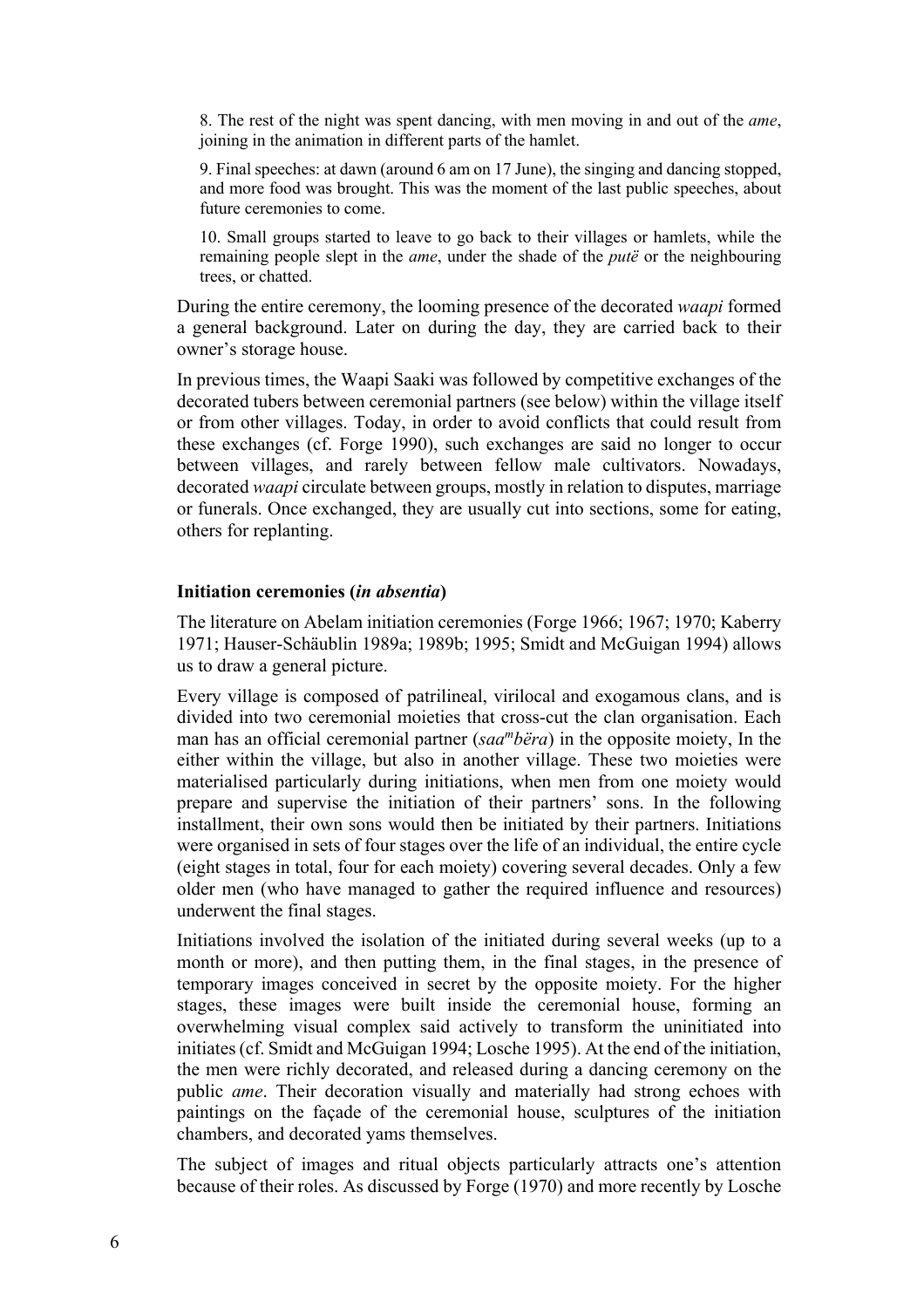8. The rest of the night was spent dancing, with men moving in and out of the *ame*, joining in the animation in different parts of the hamlet.

9. Final speeches: at dawn (around 6 am on 17 June), the singing and dancing stopped, and more food was brought. This was the moment of the last public speeches, about future ceremonies to come.

10. Small groups started to leave to go back to their villages or hamlets, while the remaining people slept in the *ame*, under the shade of the *putë* or the neighbouring trees, or chatted.

During the entire ceremony, the looming presence of the decorated *waapi* formed a general background. Later on during the day, they are carried back to their owner's storage house.

In previous times, the Waapi Saaki was followed by competitive exchanges of the decorated tubers between ceremonial partners (see below) within the village itself or from other villages. Today, in order to avoid conflicts that could result from these exchanges (cf. Forge 1990), such exchanges are said no longer to occur between villages, and rarely between fellow male cultivators. Nowadays, decorated *waapi* circulate between groups, mostly in relation to disputes, marriage or funerals. Once exchanged, they are usually cut into sections, some for eating, others for replanting.

### Initiation ceremonies (*in absentia*)

The literature on Abelam initiation ceremonies (Forge 1966; 1967; 1970; Kaberry 1971; Hauser-Schäublin 1989a; 1989b; 1995; Smidt and McGuigan 1994) allows us to draw a general picture.

Every village is composed of patrilineal, virilocal and exogamous clans, and is divided into two ceremonial moieties that cross-cut the clan organisation. Each man has an official ceremonial partner (*saa^m^bëra*) in the opposite moiety, In the either within the village, but also in another village. These two moieties were materialised particularly during initiations, when men from one moiety would prepare and supervise the initiation of their partners' sons. In the following installment, their own sons would then be initiated by their partners. Initiations were organised in sets of four stages over the life of an individual, the entire cycle (eight stages in total, four for each moiety) covering several decades. Only a few older men (who have managed to gather the required influence and resources) underwent the final stages.

Initiations involved the isolation of the initiated during several weeks (up to a month or more), and then putting them, in the final stages, in the presence of temporary images conceived in secret by the opposite moiety. For the higher stages, these images were built inside the ceremonial house, forming an overwhelming visual complex said actively to transform the uninitiated into initiates (cf. Smidt and McGuigan 1994; Losche 1995). At the end of the initiation, the men were richly decorated, and released during a dancing ceremony on the public *ame*. Their decoration visually and materially had strong echoes with paintings on the façade of the ceremonial house, sculptures of the initiation chambers, and decorated yams themselves.

The subject of images and ritual objects particularly attracts one's attention because of their roles. As discussed by Forge (1970) and more recently by Losche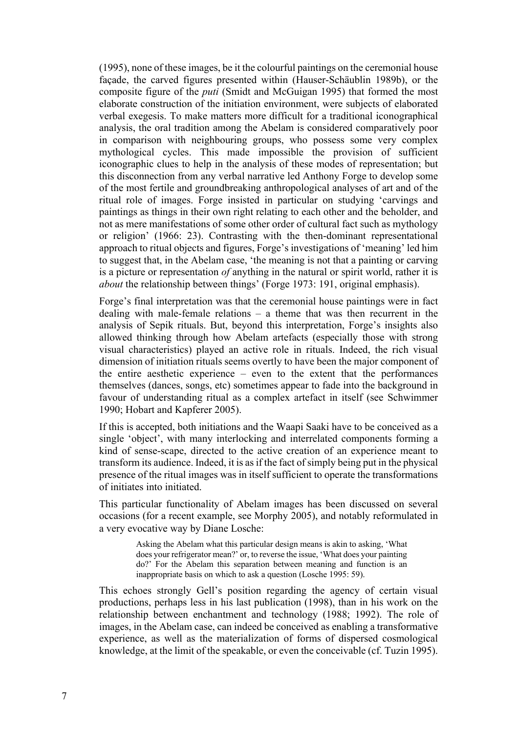(1995), none of these images, be it the colourful paintings on the ceremonial house façade, the carved figures presented within (Hauser-Schäublin 1989b), or the composite figure of the *puti* (Smidt and McGuigan 1995) that formed the most elaborate construction of the initiation environment, were subjects of elaborated verbal exegesis. To make matters more difficult for a traditional iconographical analysis, the oral tradition among the Abelam is considered comparatively poor in comparison with neighbouring groups, who possess some very complex mythological cycles. This made impossible the provision of sufficient iconographic clues to help in the analysis of these modes of representation; but this disconnection from any verbal narrative led Anthony Forge to develop some of the most fertile and groundbreaking anthropological analyses of art and of the ritual role of images. Forge insisted in particular on studying 'carvings and paintings as things in their own right relating to each other and the beholder, and not as mere manifestations of some other order of cultural fact such as mythology or religion' (1966: 23). Contrasting with the then-dominant representational approach to ritual objects and figures, Forge's investigations of 'meaning' led him to suggest that, in the Abelam case, 'the meaning is not that a painting or carving is a picture or representation *of* anything in the natural or spirit world, rather it is *about* the relationship between things' (Forge 1973: 191, original emphasis).

Forge's final interpretation was that the ceremonial house paintings were in fact dealing with male-female relations – a theme that was then recurrent in the analysis of Sepik rituals. But, beyond this interpretation, Forge's insights also allowed thinking through how Abelam artefacts (especially those with strong visual characteristics) played an active role in rituals. Indeed, the rich visual dimension of initiation rituals seems overtly to have been the major component of the entire aesthetic experience – even to the extent that the performances themselves (dances, songs, etc) sometimes appear to fade into the background in favour of understanding ritual as a complex artefact in itself (see Schwimmer 1990; Hobart and Kapferer 2005).

If this is accepted, both initiations and the Waapi Saaki have to be conceived as a single 'object', with many interlocking and interrelated components forming a kind of sense-scape, directed to the active creation of an experience meant to transform its audience. Indeed, it is as if the fact of simply being put in the physical presence of the ritual images was in itself sufficient to operate the transformations of initiates into initiated.

This particular functionality of Abelam images has been discussed on several occasions (for a recent example, see Morphy 2005), and notably reformulated in a very evocative way by Diane Losche:

> Asking the Abelam what this particular design means is akin to asking, 'What does your refrigerator mean?' or, to reverse the issue, 'What does your painting do?' For the Abelam this separation between meaning and function is an inappropriate basis on which to ask a question (Losche 1995: 59).

This echoes strongly Gell's position regarding the agency of certain visual productions, perhaps less in his last publication (1998), than in his work on the relationship between enchantment and technology (1988; 1992). The role of images, in the Abelam case, can indeed be conceived as enabling a transformative experience, as well as the materialization of forms of dispersed cosmological knowledge, at the limit of the speakable, or even the conceivable (cf. Tuzin 1995).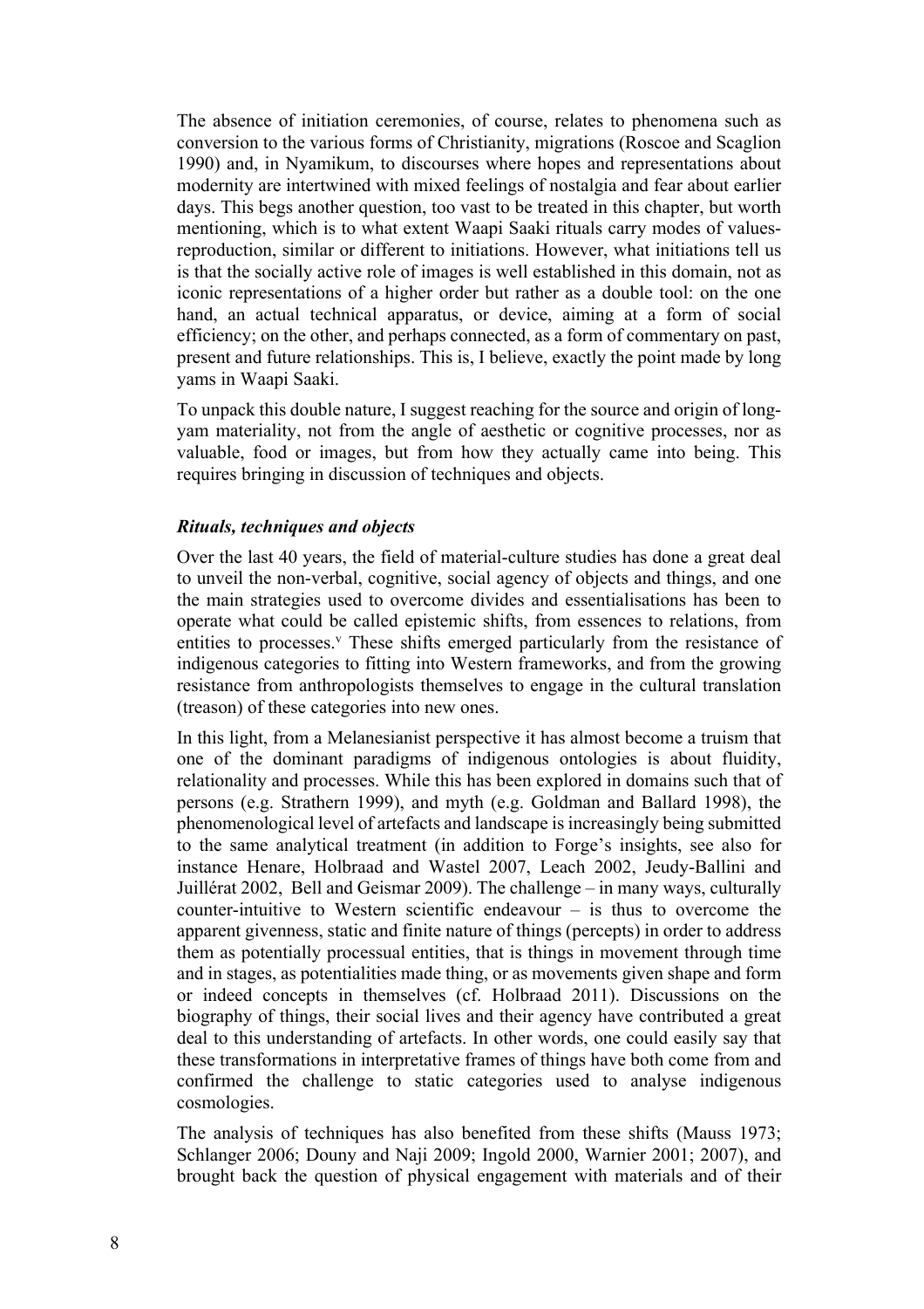The absence of initiation ceremonies, of course, relates to phenomena such as conversion to the various forms of Christianity, migrations (Roscoe and Scaglion 1990) and, in Nyamikum, to discourses where hopes and representations about modernity are intertwined with mixed feelings of nostalgia and fear about earlier days. This begs another question, too vast to be treated in this chapter, but worth mentioning, which is to what extent Waapi Saaki rituals carry modes of values-reproduction, similar or different to initiations. However, what initiations tell us is that the socially active role of images is well established in this domain, not as iconic representations of a higher order but rather as a double tool: on the one hand, an actual technical apparatus, or device, aiming at a form of social efficiency; on the other, and perhaps connected, as a form of commentary on past, present and future relationships. This is, I believe, exactly the point made by long yams in Waapi Saaki.

To unpack this double nature, I suggest reaching for the source and origin of long-yam materiality, not from the angle of aesthetic or cognitive processes, nor as valuable, food or images, but from how they actually came into being. This requires bringing in discussion of techniques and objects.

### *Rituals, techniques and objects*

Over the last 40 years, the field of material-culture studies has done a great deal to unveil the non-verbal, cognitive, social agency of objects and things, and one the main strategies used to overcome divides and essentialisations has been to operate what could be called epistemic shifts, from essences to relations, from entities to processes.[v] These shifts emerged particularly from the resistance of indigenous categories to fitting into Western frameworks, and from the growing resistance from anthropologists themselves to engage in the cultural translation (treason) of these categories into new ones.

In this light, from a Melanesianist perspective it has almost become a truism that one of the dominant paradigms of indigenous ontologies is about fluidity, relationality and processes. While this has been explored in domains such that of persons (e.g. Strathern 1999), and myth (e.g. Goldman and Ballard 1998), the phenomenological level of artefacts and landscape is increasingly being submitted to the same analytical treatment (in addition to Forge's insights, see also for instance Henare, Holbraad and Wastel 2007, Leach 2002, Jeudy-Ballini and Juillérat 2002, Bell and Geismar 2009). The challenge – in many ways, culturally counter-intuitive to Western scientific endeavour – is thus to overcome the apparent givenness, static and finite nature of things (percepts) in order to address them as potentially processual entities, that is things in movement through time and in stages, as potentialities made thing, or as movements given shape and form or indeed concepts in themselves (cf. Holbraad 2011). Discussions on the biography of things, their social lives and their agency have contributed a great deal to this understanding of artefacts. In other words, one could easily say that these transformations in interpretative frames of things have both come from and confirmed the challenge to static categories used to analyse indigenous cosmologies.

The analysis of techniques has also benefited from these shifts (Mauss 1973; Schlanger 2006; Douny and Naji 2009; Ingold 2000, Warnier 2001; 2007), and brought back the question of physical engagement with materials and of their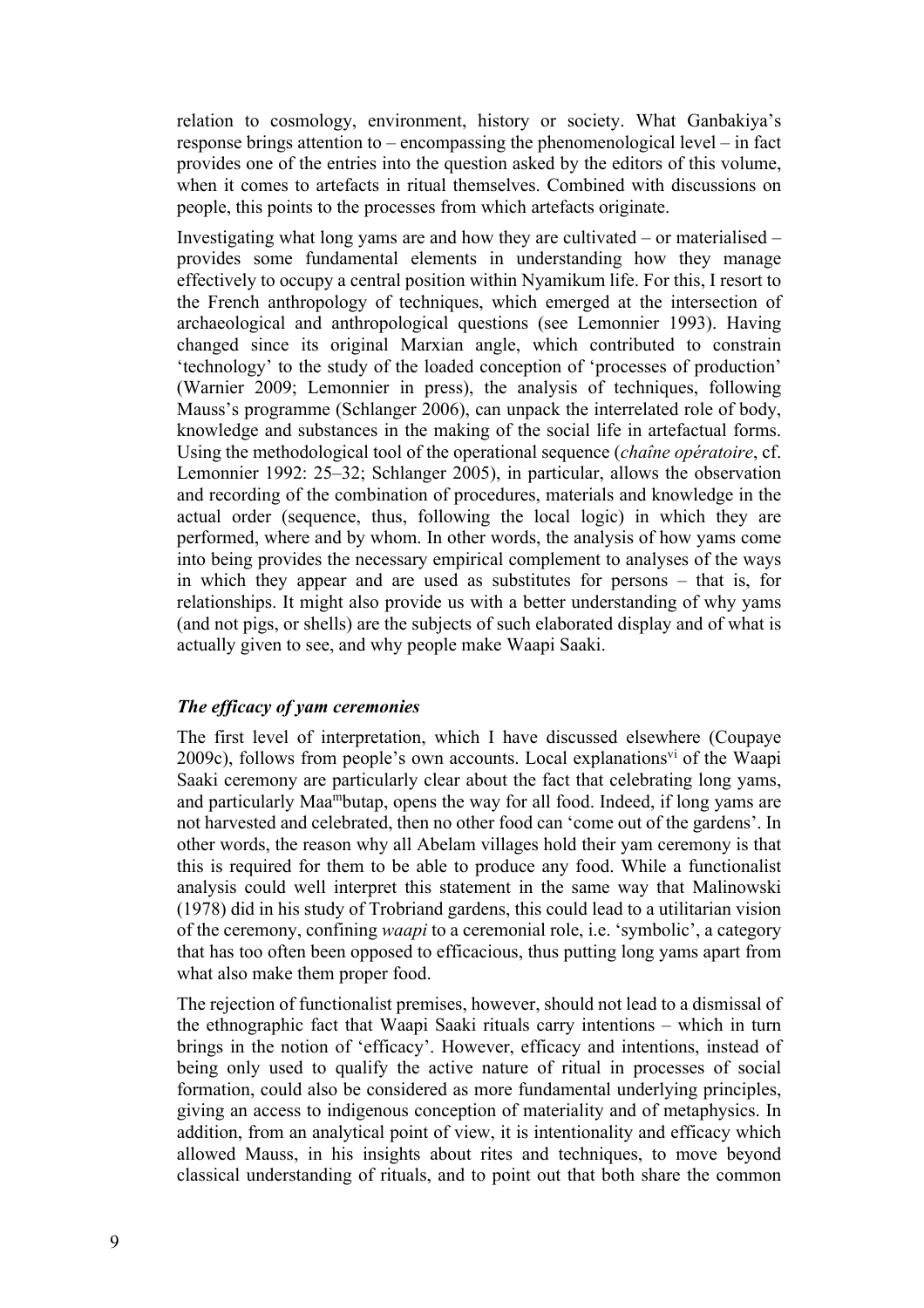relation to cosmology, environment, history or society. What Ganbakiya's response brings attention to – encompassing the phenomenological level – in fact provides one of the entries into the question asked by the editors of this volume, when it comes to artefacts in ritual themselves. Combined with discussions on people, this points to the processes from which artefacts originate.

Investigating what long yams are and how they are cultivated – or materialised – provides some fundamental elements in understanding how they manage effectively to occupy a central position within Nyamikum life. For this, I resort to the French anthropology of techniques, which emerged at the intersection of archaeological and anthropological questions (see Lemonnier 1993). Having changed since its original Marxian angle, which contributed to constrain 'technology' to the study of the loaded conception of 'processes of production' (Warnier 2009; Lemonnier in press), the analysis of techniques, following Mauss's programme (Schlanger 2006), can unpack the interrelated role of body, knowledge and substances in the making of the social life in artefactual forms. Using the methodological tool of the operational sequence (*chaîne opératoire*, cf. Lemonnier 1992: 25–32; Schlanger 2005), in particular, allows the observation and recording of the combination of procedures, materials and knowledge in the actual order (sequence, thus, following the local logic) in which they are performed, where and by whom. In other words, the analysis of how yams come into being provides the necessary empirical complement to analyses of the ways in which they appear and are used as substitutes for persons – that is, for relationships. It might also provide us with a better understanding of why yams (and not pigs, or shells) are the subjects of such elaborated display and of what is actually given to see, and why people make Waapi Saaki.

### *The efficacy of yam ceremonies*

The first level of interpretation, which I have discussed elsewhere (Coupaye 2009c), follows from people's own accounts. Local explanations[vi] of the Waapi Saaki ceremony are particularly clear about the fact that celebrating long yams, and particularly Maa[m]butap, opens the way for all food. Indeed, if long yams are not harvested and celebrated, then no other food can 'come out of the gardens'. In other words, the reason why all Abelam villages hold their yam ceremony is that this is required for them to be able to produce any food. While a functionalist analysis could well interpret this statement in the same way that Malinowski (1978) did in his study of Trobriand gardens, this could lead to a utilitarian vision of the ceremony, confining *waapi* to a ceremonial role, i.e. 'symbolic', a category that has too often been opposed to efficacious, thus putting long yams apart from what also make them proper food.

The rejection of functionalist premises, however, should not lead to a dismissal of the ethnographic fact that Waapi Saaki rituals carry intentions – which in turn brings in the notion of 'efficacy'. However, efficacy and intentions, instead of being only used to qualify the active nature of ritual in processes of social formation, could also be considered as more fundamental underlying principles, giving an access to indigenous conception of materiality and of metaphysics. In addition, from an analytical point of view, it is intentionality and efficacy which allowed Mauss, in his insights about rites and techniques, to move beyond classical understanding of rituals, and to point out that both share the common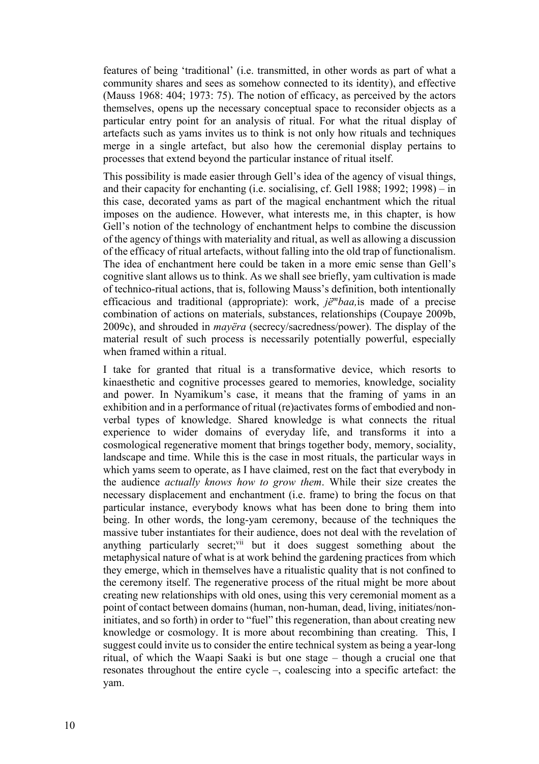features of being 'traditional' (i.e. transmitted, in other words as part of what a community shares and sees as somehow connected to its identity), and effective (Mauss 1968: 404; 1973: 75). The notion of efficacy, as perceived by the actors themselves, opens up the necessary conceptual space to reconsider objects as a particular entry point for an analysis of ritual. For what the ritual display of artefacts such as yams invites us to think is not only how rituals and techniques merge in a single artefact, but also how the ceremonial display pertains to processes that extend beyond the particular instance of ritual itself.

This possibility is made easier through Gell's idea of the agency of visual things, and their capacity for enchanting (i.e. socialising, cf. Gell 1988; 1992; 1998) – in this case, decorated yams as part of the magical enchantment which the ritual imposes on the audience. However, what interests me, in this chapter, is how Gell's notion of the technology of enchantment helps to combine the discussion of the agency of things with materiality and ritual, as well as allowing a discussion of the efficacy of ritual artefacts, without falling into the old trap of functionalism. The idea of enchantment here could be taken in a more emic sense than Gell's cognitive slant allows us to think. As we shall see briefly, yam cultivation is made of technico-ritual actions, that is, following Mauss's definition, both intentionally efficacious and traditional (appropriate): work, *jëᵐbaa,* is made of a precise combination of actions on materials, substances, relationships (Coupaye 2009b, 2009c), and shrouded in *mayëra* (secrecy/sacredness/power). The display of the material result of such process is necessarily potentially powerful, especially when framed within a ritual.

I take for granted that ritual is a transformative device, which resorts to kinaesthetic and cognitive processes geared to memories, knowledge, sociality and power. In Nyamikum's case, it means that the framing of yams in an exhibition and in a performance of ritual (re)activates forms of embodied and non-verbal types of knowledge. Shared knowledge is what connects the ritual experience to wider domains of everyday life, and transforms it into a cosmological regenerative moment that brings together body, memory, sociality, landscape and time. While this is the case in most rituals, the particular ways in which yams seem to operate, as I have claimed, rest on the fact that everybody in the audience *actually knows how to grow them*. While their size creates the necessary displacement and enchantment (i.e. frame) to bring the focus on that particular instance, everybody knows what has been done to bring them into being. In other words, the long-yam ceremony, because of the techniques the massive tuber instantiates for their audience, does not deal with the revelation of anything particularly secret;[vii] but it does suggest something about the metaphysical nature of what is at work behind the gardening practices from which they emerge, which in themselves have a ritualistic quality that is not confined to the ceremony itself. The regenerative process of the ritual might be more about creating new relationships with old ones, using this very ceremonial moment as a point of contact between domains (human, non-human, dead, living, initiates/non-initiates, and so forth) in order to "fuel" this regeneration, than about creating new knowledge or cosmology. It is more about recombining than creating. This, I suggest could invite us to consider the entire technical system as being a year-long ritual, of which the Waapi Saaki is but one stage – though a crucial one that resonates throughout the entire cycle –, coalescing into a specific artefact: the yam.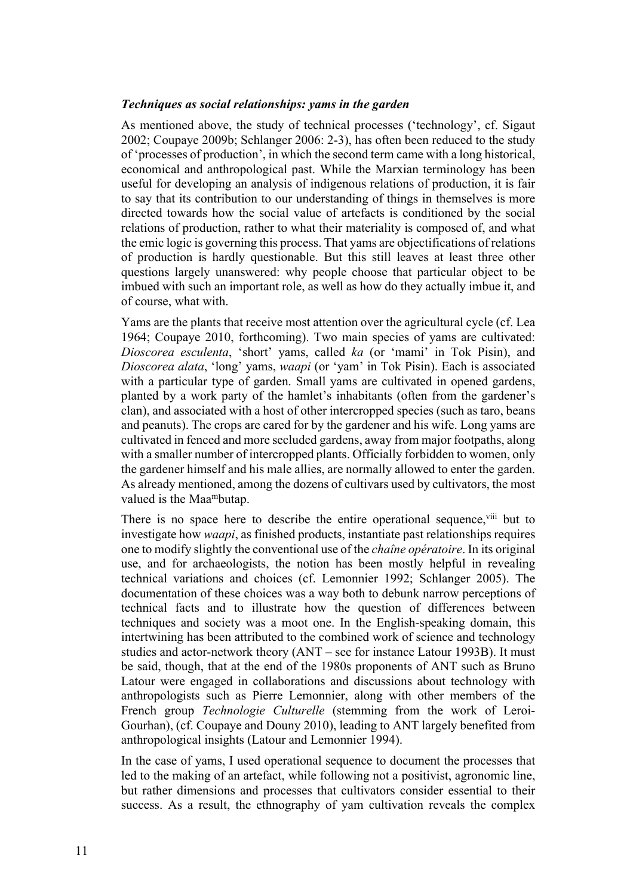### *Techniques as social relationships: yams in the garden*

As mentioned above, the study of technical processes ('technology', cf. Sigaut 2002; Coupaye 2009b; Schlanger 2006: 2-3), has often been reduced to the study of 'processes of production', in which the second term came with a long historical, economical and anthropological past. While the Marxian terminology has been useful for developing an analysis of indigenous relations of production, it is fair to say that its contribution to our understanding of things in themselves is more directed towards how the social value of artefacts is conditioned by the social relations of production, rather to what their materiality is composed of, and what the emic logic is governing this process. That yams are objectifications of relations of production is hardly questionable. But this still leaves at least three other questions largely unanswered: why people choose that particular object to be imbued with such an important role, as well as how do they actually imbue it, and of course, what with.

Yams are the plants that receive most attention over the agricultural cycle (cf. Lea 1964; Coupaye 2010, forthcoming). Two main species of yams are cultivated: *Dioscorea esculenta*, 'short' yams, called *ka* (or 'mami' in Tok Pisin), and *Dioscorea alata*, 'long' yams, *waapi* (or 'yam' in Tok Pisin). Each is associated with a particular type of garden. Small yams are cultivated in opened gardens, planted by a work party of the hamlet's inhabitants (often from the gardener's clan), and associated with a host of other intercropped species (such as taro, beans and peanuts). The crops are cared for by the gardener and his wife. Long yams are cultivated in fenced and more secluded gardens, away from major footpaths, along with a smaller number of intercropped plants. Officially forbidden to women, only the gardener himself and his male allies, are normally allowed to enter the garden. As already mentioned, among the dozens of cultivars used by cultivators, the most valued is the Maa$^{m}$butap.

There is no space here to describe the entire operational sequence,[viii] but to investigate how *waapi*, as finished products, instantiate past relationships requires one to modify slightly the conventional use of the *chaîne opératoire*. In its original use, and for archaeologists, the notion has been mostly helpful in revealing technical variations and choices (cf. Lemonnier 1992; Schlanger 2005). The documentation of these choices was a way both to debunk narrow perceptions of technical facts and to illustrate how the question of differences between techniques and society was a moot one. In the English-speaking domain, this intertwining has been attributed to the combined work of science and technology studies and actor-network theory (ANT – see for instance Latour 1993B). It must be said, though, that at the end of the 1980s proponents of ANT such as Bruno Latour were engaged in collaborations and discussions about technology with anthropologists such as Pierre Lemonnier, along with other members of the French group *Technologie Culturelle* (stemming from the work of Leroi-Gourhan), (cf. Coupaye and Douny 2010), leading to ANT largely benefited from anthropological insights (Latour and Lemonnier 1994).

In the case of yams, I used operational sequence to document the processes that led to the making of an artefact, while following not a positivist, agronomic line, but rather dimensions and processes that cultivators consider essential to their success. As a result, the ethnography of yam cultivation reveals the complex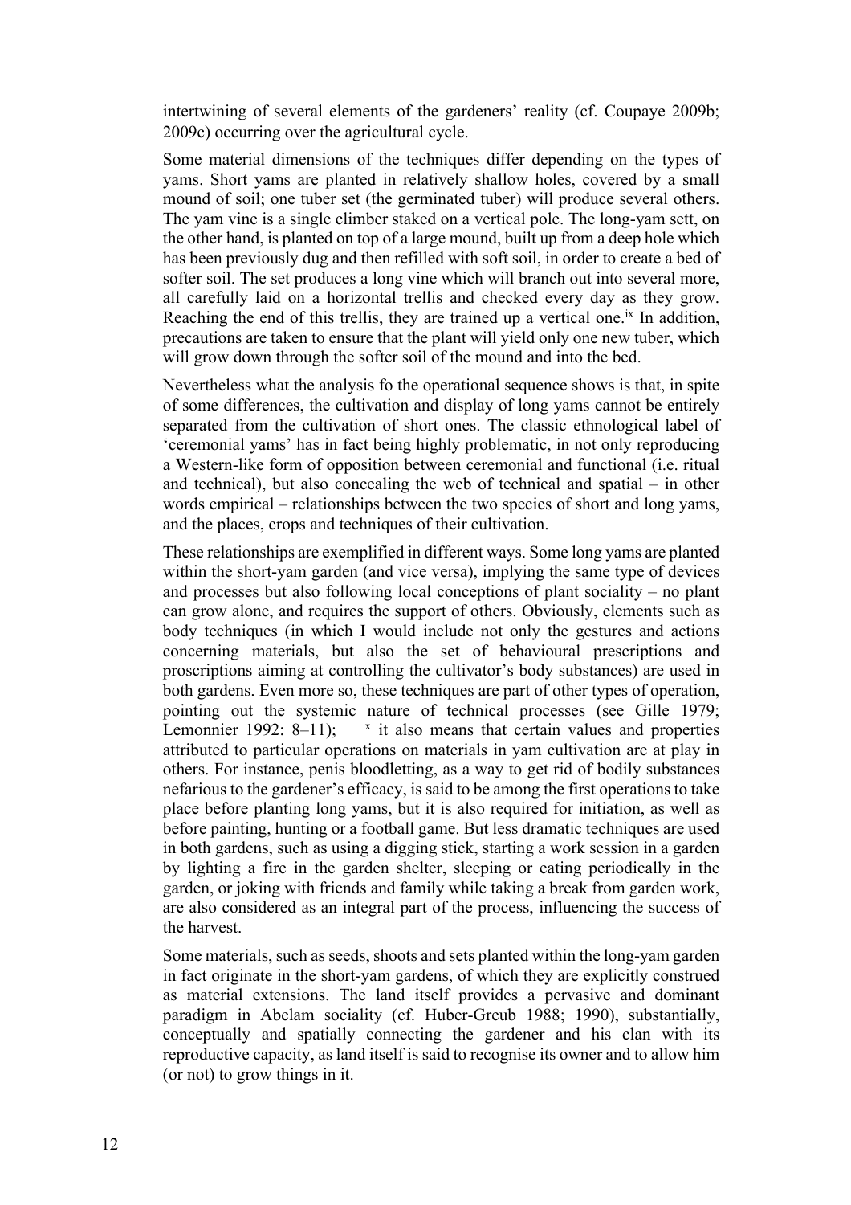intertwining of several elements of the gardeners' reality (cf. Coupaye 2009b; 2009c) occurring over the agricultural cycle.

Some material dimensions of the techniques differ depending on the types of yams. Short yams are planted in relatively shallow holes, covered by a small mound of soil; one tuber set (the germinated tuber) will produce several others. The yam vine is a single climber staked on a vertical pole. The long-yam sett, on the other hand, is planted on top of a large mound, built up from a deep hole which has been previously dug and then refilled with soft soil, in order to create a bed of softer soil. The set produces a long vine which will branch out into several more, all carefully laid on a horizontal trellis and checked every day as they grow. Reaching the end of this trellis, they are trained up a vertical one.[ix] In addition, precautions are taken to ensure that the plant will yield only one new tuber, which will grow down through the softer soil of the mound and into the bed.

Nevertheless what the analysis fo the operational sequence shows is that, in spite of some differences, the cultivation and display of long yams cannot be entirely separated from the cultivation of short ones. The classic ethnological label of 'ceremonial yams' has in fact being highly problematic, in not only reproducing a Western-like form of opposition between ceremonial and functional (i.e. ritual and technical), but also concealing the web of technical and spatial – in other words empirical – relationships between the two species of short and long yams, and the places, crops and techniques of their cultivation.

These relationships are exemplified in different ways. Some long yams are planted within the short-yam garden (and vice versa), implying the same type of devices and processes but also following local conceptions of plant sociality – no plant can grow alone, and requires the support of others. Obviously, elements such as body techniques (in which I would include not only the gestures and actions concerning materials, but also the set of behavioural prescriptions and proscriptions aiming at controlling the cultivator's body substances) are used in both gardens. Even more so, these techniques are part of other types of operation, pointing out the systemic nature of technical processes (see Gille 1979; Lemonnier 1992: 8–11); [x] it also means that certain values and properties attributed to particular operations on materials in yam cultivation are at play in others. For instance, penis bloodletting, as a way to get rid of bodily substances nefarious to the gardener's efficacy, is said to be among the first operations to take place before planting long yams, but it is also required for initiation, as well as before painting, hunting or a football game. But less dramatic techniques are used in both gardens, such as using a digging stick, starting a work session in a garden by lighting a fire in the garden shelter, sleeping or eating periodically in the garden, or joking with friends and family while taking a break from garden work, are also considered as an integral part of the process, influencing the success of the harvest.

Some materials, such as seeds, shoots and sets planted within the long-yam garden in fact originate in the short-yam gardens, of which they are explicitly construed as material extensions. The land itself provides a pervasive and dominant paradigm in Abelam sociality (cf. Huber-Greub 1988; 1990), substantially, conceptually and spatially connecting the gardener and his clan with its reproductive capacity, as land itself is said to recognise its owner and to allow him (or not) to grow things in it.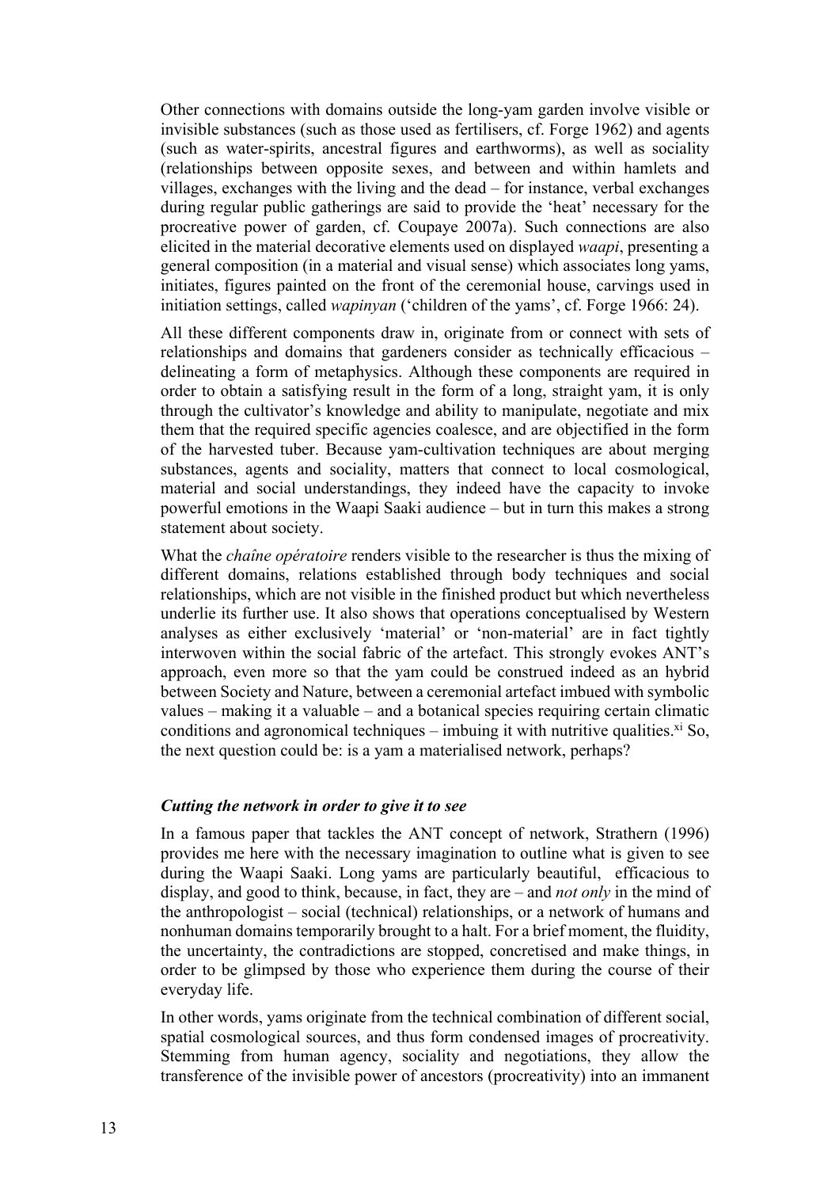Other connections with domains outside the long-yam garden involve visible or invisible substances (such as those used as fertilisers, cf. Forge 1962) and agents (such as water-spirits, ancestral figures and earthworms), as well as sociality (relationships between opposite sexes, and between and within hamlets and villages, exchanges with the living and the dead – for instance, verbal exchanges during regular public gatherings are said to provide the 'heat' necessary for the procreative power of garden, cf. Coupaye 2007a). Such connections are also elicited in the material decorative elements used on displayed *waapi*, presenting a general composition (in a material and visual sense) which associates long yams, initiates, figures painted on the front of the ceremonial house, carvings used in initiation settings, called *wapinyan* ('children of the yams', cf. Forge 1966: 24).

All these different components draw in, originate from or connect with sets of relationships and domains that gardeners consider as technically efficacious – delineating a form of metaphysics. Although these components are required in order to obtain a satisfying result in the form of a long, straight yam, it is only through the cultivator's knowledge and ability to manipulate, negotiate and mix them that the required specific agencies coalesce, and are objectified in the form of the harvested tuber. Because yam-cultivation techniques are about merging substances, agents and sociality, matters that connect to local cosmological, material and social understandings, they indeed have the capacity to invoke powerful emotions in the Waapi Saaki audience – but in turn this makes a strong statement about society.

What the *chaîne opératoire* renders visible to the researcher is thus the mixing of different domains, relations established through body techniques and social relationships, which are not visible in the finished product but which nevertheless underlie its further use. It also shows that operations conceptualised by Western analyses as either exclusively 'material' or 'non-material' are in fact tightly interwoven within the social fabric of the artefact. This strongly evokes ANT's approach, even more so that the yam could be construed indeed as an hybrid between Society and Nature, between a ceremonial artefact imbued with symbolic values – making it a valuable – and a botanical species requiring certain climatic conditions and agronomical techniques – imbuing it with nutritive qualities.[xi] So, the next question could be: is a yam a materialised network, perhaps?

### *Cutting the network in order to give it to see*

In a famous paper that tackles the ANT concept of network, Strathern (1996) provides me here with the necessary imagination to outline what is given to see during the Waapi Saaki. Long yams are particularly beautiful, efficacious to display, and good to think, because, in fact, they are – and *not only* in the mind of the anthropologist – social (technical) relationships, or a network of humans and nonhuman domains temporarily brought to a halt. For a brief moment, the fluidity, the uncertainty, the contradictions are stopped, concretised and make things, in order to be glimpsed by those who experience them during the course of their everyday life.

In other words, yams originate from the technical combination of different social, spatial cosmological sources, and thus form condensed images of procreativity. Stemming from human agency, sociality and negotiations, they allow the transference of the invisible power of ancestors (procreativity) into an immanent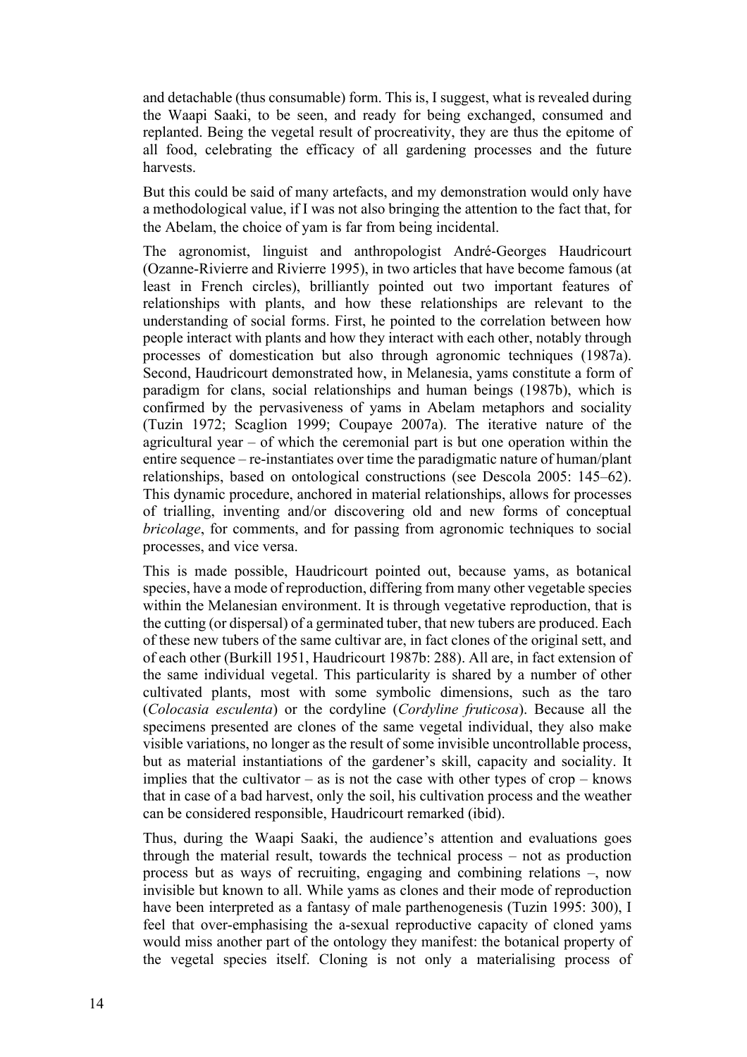and detachable (thus consumable) form. This is, I suggest, what is revealed during the Waapi Saaki, to be seen, and ready for being exchanged, consumed and replanted. Being the vegetal result of procreativity, they are thus the epitome of all food, celebrating the efficacy of all gardening processes and the future harvests.

But this could be said of many artefacts, and my demonstration would only have a methodological value, if I was not also bringing the attention to the fact that, for the Abelam, the choice of yam is far from being incidental.

The agronomist, linguist and anthropologist André-Georges Haudricourt (Ozanne-Rivierre and Rivierre 1995), in two articles that have become famous (at least in French circles), brilliantly pointed out two important features of relationships with plants, and how these relationships are relevant to the understanding of social forms. First, he pointed to the correlation between how people interact with plants and how they interact with each other, notably through processes of domestication but also through agronomic techniques (1987a). Second, Haudricourt demonstrated how, in Melanesia, yams constitute a form of paradigm for clans, social relationships and human beings (1987b), which is confirmed by the pervasiveness of yams in Abelam metaphors and sociality (Tuzin 1972; Scaglion 1999; Coupaye 2007a). The iterative nature of the agricultural year – of which the ceremonial part is but one operation within the entire sequence – re-instantiates over time the paradigmatic nature of human/plant relationships, based on ontological constructions (see Descola 2005: 145–62). This dynamic procedure, anchored in material relationships, allows for processes of trialling, inventing and/or discovering old and new forms of conceptual *bricolage*, for comments, and for passing from agronomic techniques to social processes, and vice versa.

This is made possible, Haudricourt pointed out, because yams, as botanical species, have a mode of reproduction, differing from many other vegetable species within the Melanesian environment. It is through vegetative reproduction, that is the cutting (or dispersal) of a germinated tuber, that new tubers are produced. Each of these new tubers of the same cultivar are, in fact clones of the original sett, and of each other (Burkill 1951, Haudricourt 1987b: 288). All are, in fact extension of the same individual vegetal. This particularity is shared by a number of other cultivated plants, most with some symbolic dimensions, such as the taro (*Colocasia esculenta*) or the cordyline (*Cordyline fruticosa*). Because all the specimens presented are clones of the same vegetal individual, they also make visible variations, no longer as the result of some invisible uncontrollable process, but as material instantiations of the gardener's skill, capacity and sociality. It implies that the cultivator – as is not the case with other types of crop – knows that in case of a bad harvest, only the soil, his cultivation process and the weather can be considered responsible, Haudricourt remarked (ibid).

Thus, during the Waapi Saaki, the audience's attention and evaluations goes through the material result, towards the technical process – not as production process but as ways of recruiting, engaging and combining relations –, now invisible but known to all. While yams as clones and their mode of reproduction have been interpreted as a fantasy of male parthenogenesis (Tuzin 1995: 300), I feel that over-emphasising the a-sexual reproductive capacity of cloned yams would miss another part of the ontology they manifest: the botanical property of the vegetal species itself. Cloning is not only a materialising process of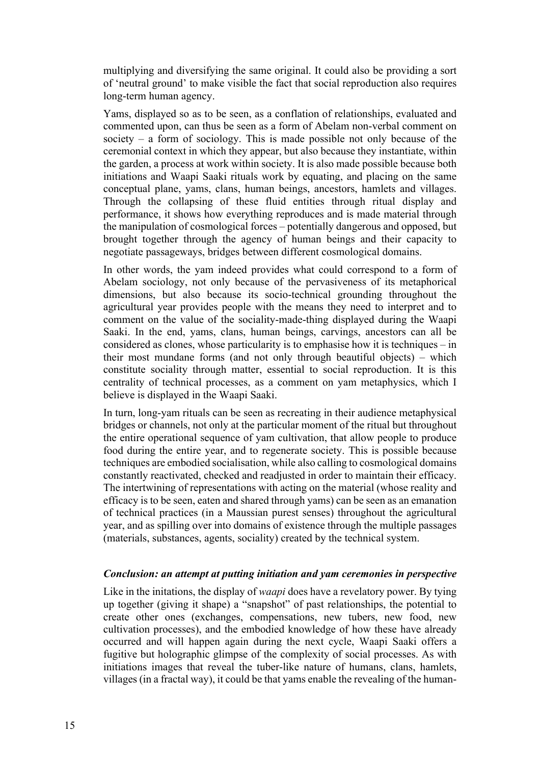multiplying and diversifying the same original. It could also be providing a sort of 'neutral ground' to make visible the fact that social reproduction also requires long-term human agency.

Yams, displayed so as to be seen, as a conflation of relationships, evaluated and commented upon, can thus be seen as a form of Abelam non-verbal comment on society – a form of sociology. This is made possible not only because of the ceremonial context in which they appear, but also because they instantiate, within the garden, a process at work within society. It is also made possible because both initiations and Waapi Saaki rituals work by equating, and placing on the same conceptual plane, yams, clans, human beings, ancestors, hamlets and villages. Through the collapsing of these fluid entities through ritual display and performance, it shows how everything reproduces and is made material through the manipulation of cosmological forces – potentially dangerous and opposed, but brought together through the agency of human beings and their capacity to negotiate passageways, bridges between different cosmological domains.

In other words, the yam indeed provides what could correspond to a form of Abelam sociology, not only because of the pervasiveness of its metaphorical dimensions, but also because its socio-technical grounding throughout the agricultural year provides people with the means they need to interpret and to comment on the value of the sociality-made-thing displayed during the Waapi Saaki. In the end, yams, clans, human beings, carvings, ancestors can all be considered as clones, whose particularity is to emphasise how it is techniques – in their most mundane forms (and not only through beautiful objects) – which constitute sociality through matter, essential to social reproduction. It is this centrality of technical processes, as a comment on yam metaphysics, which I believe is displayed in the Waapi Saaki.

In turn, long-yam rituals can be seen as recreating in their audience metaphysical bridges or channels, not only at the particular moment of the ritual but throughout the entire operational sequence of yam cultivation, that allow people to produce food during the entire year, and to regenerate society. This is possible because techniques are embodied socialisation, while also calling to cosmological domains constantly reactivated, checked and readjusted in order to maintain their efficacy. The intertwining of representations with acting on the material (whose reality and efficacy is to be seen, eaten and shared through yams) can be seen as an emanation of technical practices (in a Maussian purest senses) throughout the agricultural year, and as spilling over into domains of existence through the multiple passages (materials, substances, agents, sociality) created by the technical system.

### *Conclusion: an attempt at putting initiation and yam ceremonies in perspective*

Like in the initations, the display of *waapi* does have a revelatory power. By tying up together (giving it shape) a "snapshot" of past relationships, the potential to create other ones (exchanges, compensations, new tubers, new food, new cultivation processes), and the embodied knowledge of how these have already occurred and will happen again during the next cycle, Waapi Saaki offers a fugitive but holographic glimpse of the complexity of social processes. As with initiations images that reveal the tuber-like nature of humans, clans, hamlets, villages (in a fractal way), it could be that yams enable the revealing of the human-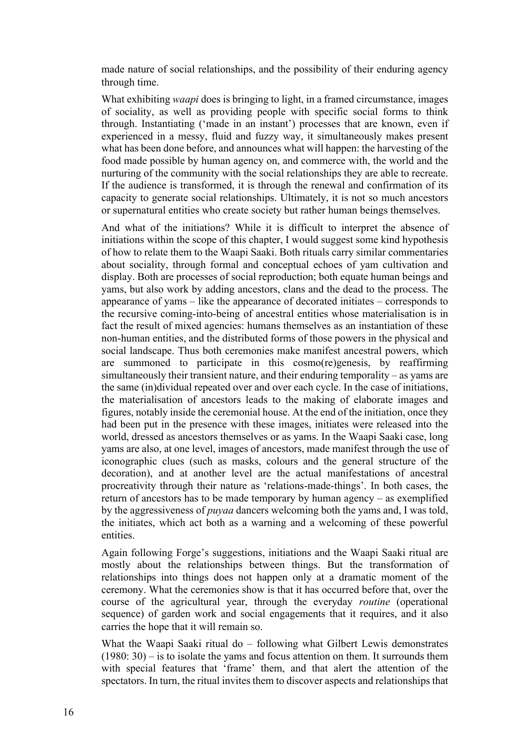made nature of social relationships, and the possibility of their enduring agency through time.

What exhibiting *waapi* does is bringing to light, in a framed circumstance, images of sociality, as well as providing people with specific social forms to think through. Instantiating ('made in an instant') processes that are known, even if experienced in a messy, fluid and fuzzy way, it simultaneously makes present what has been done before, and announces what will happen: the harvesting of the food made possible by human agency on, and commerce with, the world and the nurturing of the community with the social relationships they are able to recreate. If the audience is transformed, it is through the renewal and confirmation of its capacity to generate social relationships. Ultimately, it is not so much ancestors or supernatural entities who create society but rather human beings themselves.

And what of the initiations? While it is difficult to interpret the absence of initiations within the scope of this chapter, I would suggest some kind hypothesis of how to relate them to the Waapi Saaki. Both rituals carry similar commentaries about sociality, through formal and conceptual echoes of yam cultivation and display. Both are processes of social reproduction; both equate human beings and yams, but also work by adding ancestors, clans and the dead to the process. The appearance of yams – like the appearance of decorated initiates – corresponds to the recursive coming-into-being of ancestral entities whose materialisation is in fact the result of mixed agencies: humans themselves as an instantiation of these non-human entities, and the distributed forms of those powers in the physical and social landscape. Thus both ceremonies make manifest ancestral powers, which are summoned to participate in this cosmo(re)genesis, by reaffirming simultaneously their transient nature, and their enduring temporality – as yams are the same (in)dividual repeated over and over each cycle. In the case of initiations, the materialisation of ancestors leads to the making of elaborate images and figures, notably inside the ceremonial house. At the end of the initiation, once they had been put in the presence with these images, initiates were released into the world, dressed as ancestors themselves or as yams. In the Waapi Saaki case, long yams are also, at one level, images of ancestors, made manifest through the use of iconographic clues (such as masks, colours and the general structure of the decoration), and at another level are the actual manifestations of ancestral procreativity through their nature as 'relations-made-things'. In both cases, the return of ancestors has to be made temporary by human agency – as exemplified by the aggressiveness of *puyaa* dancers welcoming both the yams and, I was told, the initiates, which act both as a warning and a welcoming of these powerful entities.

Again following Forge's suggestions, initiations and the Waapi Saaki ritual are mostly about the relationships between things. But the transformation of relationships into things does not happen only at a dramatic moment of the ceremony. What the ceremonies show is that it has occurred before that, over the course of the agricultural year, through the everyday *routine* (operational sequence) of garden work and social engagements that it requires, and it also carries the hope that it will remain so.

What the Waapi Saaki ritual do – following what Gilbert Lewis demonstrates (1980: 30) – is to isolate the yams and focus attention on them. It surrounds them with special features that 'frame' them, and that alert the attention of the spectators. In turn, the ritual invites them to discover aspects and relationships that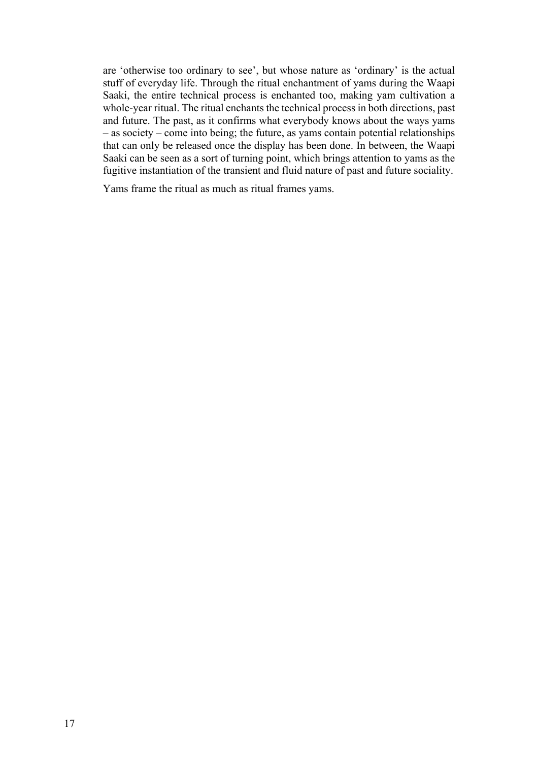are 'otherwise too ordinary to see', but whose nature as 'ordinary' is the actual stuff of everyday life. Through the ritual enchantment of yams during the Waapi Saaki, the entire technical process is enchanted too, making yam cultivation a whole-year ritual. The ritual enchants the technical process in both directions, past and future. The past, as it confirms what everybody knows about the ways yams – as society – come into being; the future, as yams contain potential relationships that can only be released once the display has been done. In between, the Waapi Saaki can be seen as a sort of turning point, which brings attention to yams as the fugitive instantiation of the transient and fluid nature of past and future sociality.

Yams frame the ritual as much as ritual frames yams.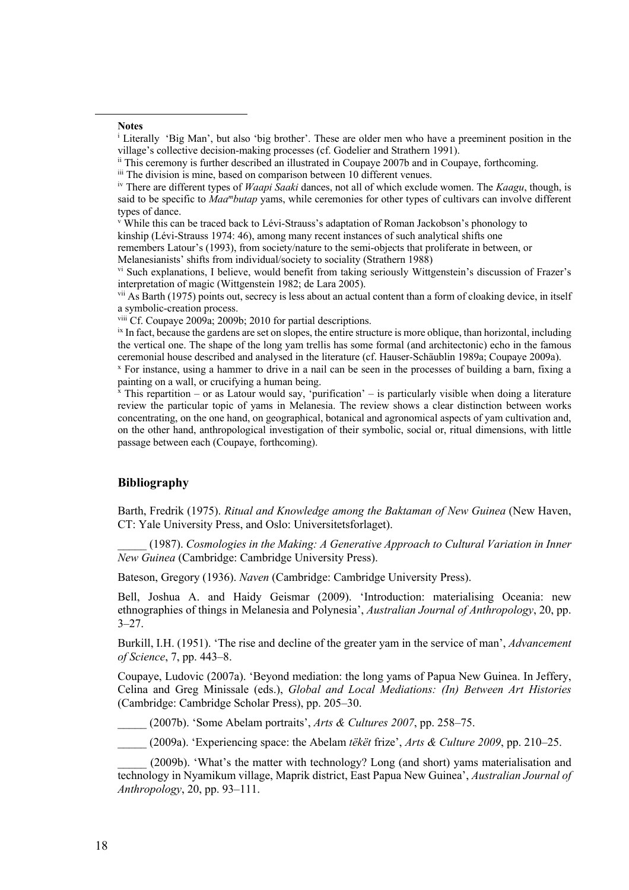**Notes**

[i] Literally 'Big Man', but also 'big brother'. These are older men who have a preeminent position in the village's collective decision-making processes (cf. Godelier and Strathern 1991).

[ii] This ceremony is further described an illustrated in Coupaye 2007b and in Coupaye, forthcoming.

[iii] The division is mine, based on comparison between 10 different venues.

[iv] There are different types of *Waapi Saaki* dances, not all of which exclude women. The *Kaagu*, though, is said to be specific to *Maa*[m]*butap* yams, while ceremonies for other types of cultivars can involve different types of dance.

[v] While this can be traced back to Lévi-Strauss's adaptation of Roman Jackobson's phonology to kinship (Lévi-Strauss 1974: 46), among many recent instances of such analytical shifts one remembers Latour's (1993), from society/nature to the semi-objects that proliferate in between, or Melanesianists' shifts from individual/society to sociality (Strathern 1988)

[vi] Such explanations, I believe, would benefit from taking seriously Wittgenstein's discussion of Frazer's interpretation of magic (Wittgenstein 1982; de Lara 2005).

[vii] As Barth (1975) points out, secrecy is less about an actual content than a form of cloaking device, in itself a symbolic-creation process.

[viii] Cf. Coupaye 2009a; 2009b; 2010 for partial descriptions.

[ix] In fact, because the gardens are set on slopes, the entire structure is more oblique, than horizontal, including the vertical one. The shape of the long yam trellis has some formal (and architectonic) echo in the famous ceremonial house described and analysed in the literature (cf. Hauser-Schäublin 1989a; Coupaye 2009a).

[x] For instance, using a hammer to drive in a nail can be seen in the processes of building a barn, fixing a painting on a wall, or crucifying a human being.

[x] This repartition – or as Latour would say, 'purification' – is particularly visible when doing a literature review the particular topic of yams in Melanesia. The review shows a clear distinction between works concentrating, on the one hand, on geographical, botanical and agronomical aspects of yam cultivation and, on the other hand, anthropological investigation of their symbolic, social or, ritual dimensions, with little passage between each (Coupaye, forthcoming).

## Bibliography

Barth, Fredrik (1975). *Ritual and Knowledge among the Baktaman of New Guinea* (New Haven, CT: Yale University Press, and Oslo: Universitetsforlaget).

_____ (1987). *Cosmologies in the Making: A Generative Approach to Cultural Variation in Inner New Guinea* (Cambridge: Cambridge University Press).

Bateson, Gregory (1936). *Naven* (Cambridge: Cambridge University Press).

Bell, Joshua A. and Haidy Geismar (2009). 'Introduction: materialising Oceania: new ethnographies of things in Melanesia and Polynesia', *Australian Journal of Anthropology*, 20, pp. 3–27.

Burkill, I.H. (1951). 'The rise and decline of the greater yam in the service of man', *Advancement of Science*, 7, pp. 443–8.

Coupaye, Ludovic (2007a). 'Beyond mediation: the long yams of Papua New Guinea. In Jeffery, Celina and Greg Minissale (eds.), *Global and Local Mediations: (In) Between Art Histories* (Cambridge: Cambridge Scholar Press), pp. 205–30.

_____ (2007b). 'Some Abelam portraits', *Arts & Cultures 2007*, pp. 258–75.

_____ (2009a). 'Experiencing space: the Abelam *tëkët* frize', *Arts & Culture 2009*, pp. 210–25.

_____ (2009b). 'What's the matter with technology? Long (and short) yams materialisation and technology in Nyamikum village, Maprik district, East Papua New Guinea', *Australian Journal of Anthropology*, 20, pp. 93–111.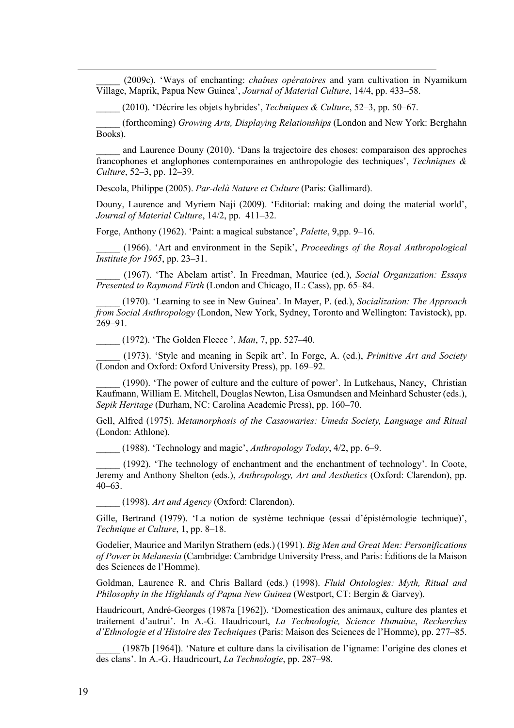_____ (2009c). 'Ways of enchanting: *chaînes opératoires* and yam cultivation in Nyamikum Village, Maprik, Papua New Guinea', *Journal of Material Culture*, 14/4, pp. 433–58.

_____ (2010). 'Décrire les objets hybrides', *Techniques & Culture*, 52–3, pp. 50–67.

_____ (forthcoming) *Growing Arts, Displaying Relationships* (London and New York: Berghahn Books).

_____ and Laurence Douny (2010). 'Dans la trajectoire des choses: comparaison des approches francophones et anglophones contemporaines en anthropologie des techniques', *Techniques & Culture*, 52–3, pp. 12–39.

Descola, Philippe (2005). *Par-delà Nature et Culture* (Paris: Gallimard).

Douny, Laurence and Myriem Naji (2009). 'Editorial: making and doing the material world', *Journal of Material Culture*, 14/2, pp. 411–32.

Forge, Anthony (1962). 'Paint: a magical substance', *Palette*, 9,pp. 9–16.

_____ (1966). 'Art and environment in the Sepik', *Proceedings of the Royal Anthropological Institute for 1965*, pp. 23–31.

_____ (1967). 'The Abelam artist'. In Freedman, Maurice (ed.), *Social Organization: Essays Presented to Raymond Firth* (London and Chicago, IL: Cass), pp. 65–84.

_____ (1970). 'Learning to see in New Guinea'. In Mayer, P. (ed.), *Socialization: The Approach from Social Anthropology* (London, New York, Sydney, Toronto and Wellington: Tavistock), pp. 269–91.

_____ (1972). 'The Golden Fleece ', *Man*, 7, pp. 527–40.

_____ (1973). 'Style and meaning in Sepik art'. In Forge, A. (ed.), *Primitive Art and Society* (London and Oxford: Oxford University Press), pp. 169–92.

_____ (1990). 'The power of culture and the culture of power'. In Lutkehaus, Nancy, Christian Kaufmann, William E. Mitchell, Douglas Newton, Lisa Osmundsen and Meinhard Schuster (eds.), *Sepik Heritage* (Durham, NC: Carolina Academic Press), pp. 160–70.

Gell, Alfred (1975). *Metamorphosis of the Cassowaries: Umeda Society, Language and Ritual* (London: Athlone).

_____ (1988). 'Technology and magic', *Anthropology Today*, 4/2, pp. 6–9.

_____ (1992). 'The technology of enchantment and the enchantment of technology'. In Coote, Jeremy and Anthony Shelton (eds.), *Anthropology, Art and Aesthetics* (Oxford: Clarendon), pp. 40–63.

_____ (1998). *Art and Agency* (Oxford: Clarendon).

Gille, Bertrand (1979). 'La notion de système technique (essai d'épistémologie technique)', *Technique et Culture*, 1, pp. 8–18.

Godelier, Maurice and Marilyn Strathern (eds.) (1991). *Big Men and Great Men: Personifications of Power in Melanesia* (Cambridge: Cambridge University Press, and Paris: Éditions de la Maison des Sciences de l'Homme).

Goldman, Laurence R. and Chris Ballard (eds.) (1998). *Fluid Ontologies: Myth, Ritual and Philosophy in the Highlands of Papua New Guinea* (Westport, CT: Bergin & Garvey).

Haudricourt, André-Georges (1987a [1962]). 'Domestication des animaux, culture des plantes et traitement d'autrui'. In A.-G. Haudricourt, *La Technologie, Science Humaine*, *Recherches d'Ethnologie et d'Histoire des Techniques* (Paris: Maison des Sciences de l'Homme), pp. 277–85.

_____ (1987b [1964]). 'Nature et culture dans la civilisation de l'igname: l'origine des clones et des clans'. In A.-G. Haudricourt, *La Technologie*, pp. 287–98.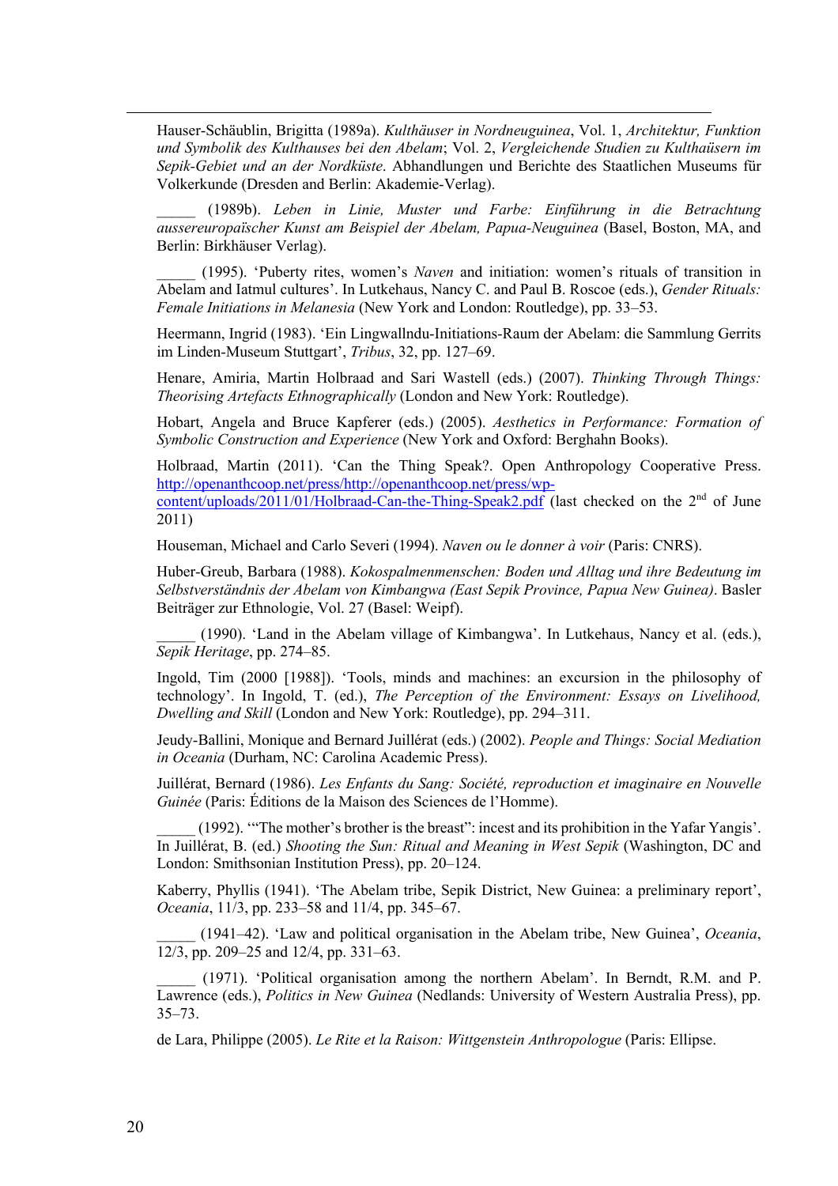Hauser-Schäublin, Brigitta (1989a). *Kulthäuser in Nordneuguinea*, Vol. 1, *Architektur, Funktion und Symbolik des Kulthauses bei den Abelam*; Vol. 2, *Vergleichende Studien zu Kulthaüsern im Sepik-Gebiet und an der Nordküste*. Abhandlungen und Berichte des Staatlichen Museums für Volkerkunde (Dresden and Berlin: Akademie-Verlag).

_____ (1989b). *Leben in Linie, Muster und Farbe: Einführung in die Betrachtung aussereuropaïscher Kunst am Beispiel der Abelam, Papua-Neuguinea* (Basel, Boston, MA, and Berlin: Birkhäuser Verlag).

_____ (1995). 'Puberty rites, women's *Naven* and initiation: women's rituals of transition in Abelam and Iatmul cultures'. In Lutkehaus, Nancy C. and Paul B. Roscoe (eds.), *Gender Rituals: Female Initiations in Melanesia* (New York and London: Routledge), pp. 33–53.

Heermann, Ingrid (1983). 'Ein Lingwallndu-Initiations-Raum der Abelam: die Sammlung Gerrits im Linden-Museum Stuttgart', *Tribus*, 32, pp. 127–69.

Henare, Amiria, Martin Holbraad and Sari Wastell (eds.) (2007). *Thinking Through Things: Theorising Artefacts Ethnographically* (London and New York: Routledge).

Hobart, Angela and Bruce Kapferer (eds.) (2005). *Aesthetics in Performance: Formation of Symbolic Construction and Experience* (New York and Oxford: Berghahn Books).

Holbraad, Martin (2011). 'Can the Thing Speak?. Open Anthropology Cooperative Press. http://openanthcoop.net/press/http://openanthcoop.net/press/wp-content/uploads/2011/01/Holbraad-Can-the-Thing-Speak2.pdf (last checked on the 2nd of June 2011)

Houseman, Michael and Carlo Severi (1994). *Naven ou le donner à voir* (Paris: CNRS).

Huber-Greub, Barbara (1988). *Kokospalmenmenschen: Boden und Alltag und ihre Bedeutung im Selbstverständnis der Abelam von Kimbangwa (East Sepik Province, Papua New Guinea)*. Basler Beiträger zur Ethnologie, Vol. 27 (Basel: Weipf).

_____ (1990). 'Land in the Abelam village of Kimbangwa'. In Lutkehaus, Nancy et al. (eds.), *Sepik Heritage*, pp. 274–85.

Ingold, Tim (2000 [1988]). 'Tools, minds and machines: an excursion in the philosophy of technology'. In Ingold, T. (ed.), *The Perception of the Environment: Essays on Livelihood, Dwelling and Skill* (London and New York: Routledge), pp. 294–311.

Jeudy-Ballini, Monique and Bernard Juillérat (eds.) (2002). *People and Things: Social Mediation in Oceania* (Durham, NC: Carolina Academic Press).

Juillérat, Bernard (1986). *Les Enfants du Sang: Société, reproduction et imaginaire en Nouvelle Guinée* (Paris: Éditions de la Maison des Sciences de l'Homme).

_____ (1992). '"The mother's brother is the breast": incest and its prohibition in the Yafar Yangis'. In Juillérat, B. (ed.) *Shooting the Sun: Ritual and Meaning in West Sepik* (Washington, DC and London: Smithsonian Institution Press), pp. 20–124.

Kaberry, Phyllis (1941). 'The Abelam tribe, Sepik District, New Guinea: a preliminary report', *Oceania*, 11/3, pp. 233–58 and 11/4, pp. 345–67.

_____ (1941–42). 'Law and political organisation in the Abelam tribe, New Guinea', *Oceania*, 12/3, pp. 209–25 and 12/4, pp. 331–63.

_____ (1971). 'Political organisation among the northern Abelam'. In Berndt, R.M. and P. Lawrence (eds.), *Politics in New Guinea* (Nedlands: University of Western Australia Press), pp. 35–73.

de Lara, Philippe (2005). *Le Rite et la Raison: Wittgenstein Anthropologue* (Paris: Ellipse.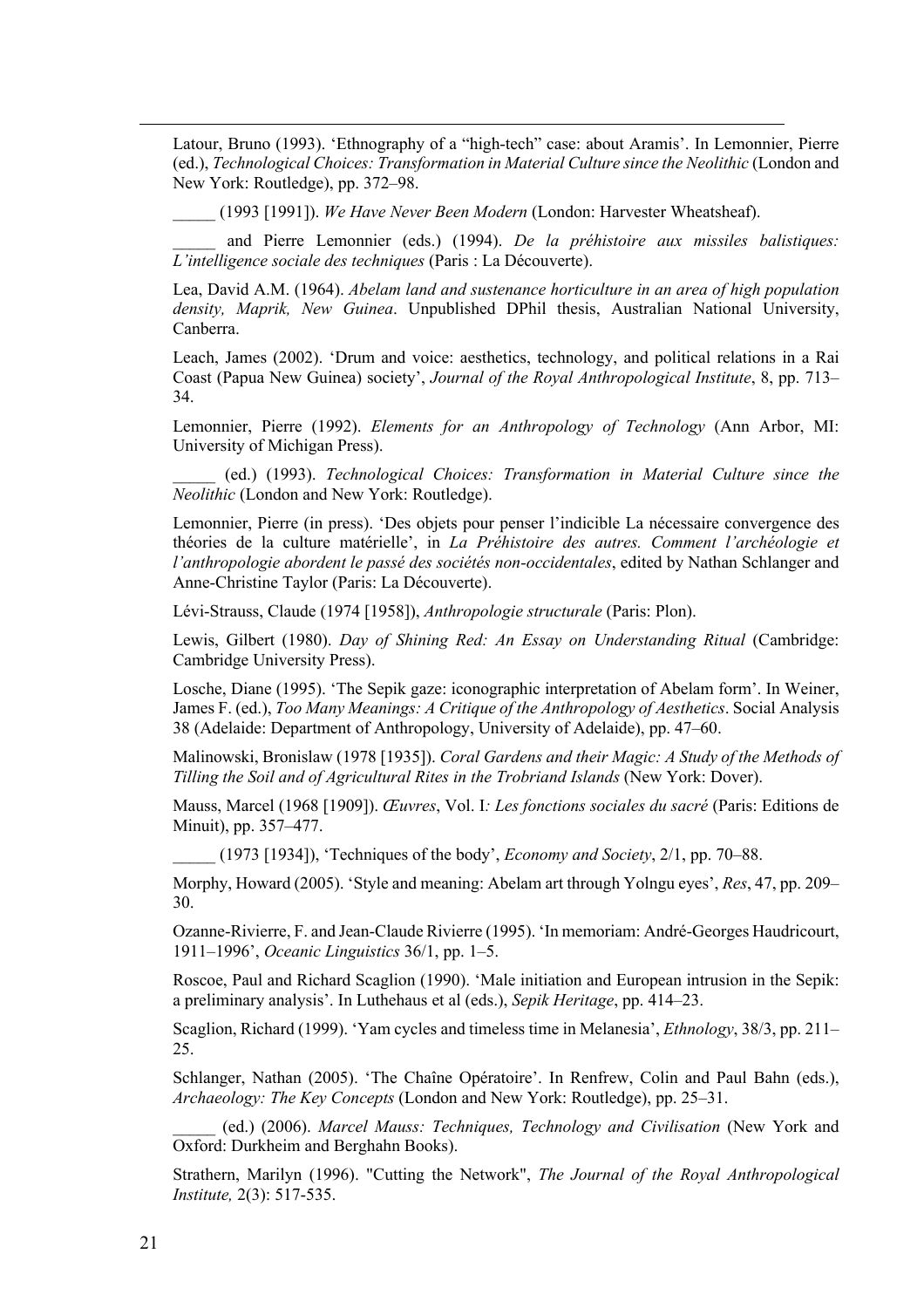Latour, Bruno (1993). 'Ethnography of a "high-tech" case: about Aramis'. In Lemonnier, Pierre (ed.), *Technological Choices: Transformation in Material Culture since the Neolithic* (London and New York: Routledge), pp. 372–98.

_____ (1993 [1991]). *We Have Never Been Modern* (London: Harvester Wheatsheaf).

_____ and Pierre Lemonnier (eds.) (1994). *De la préhistoire aux missiles balistiques: L'intelligence sociale des techniques* (Paris : La Découverte).

Lea, David A.M. (1964). *Abelam land and sustenance horticulture in an area of high population density, Maprik, New Guinea*. Unpublished DPhil thesis, Australian National University, Canberra.

Leach, James (2002). 'Drum and voice: aesthetics, technology, and political relations in a Rai Coast (Papua New Guinea) society', *Journal of the Royal Anthropological Institute*, 8, pp. 713–34.

Lemonnier, Pierre (1992). *Elements for an Anthropology of Technology* (Ann Arbor, MI: University of Michigan Press).

_____ (ed.) (1993). *Technological Choices: Transformation in Material Culture since the Neolithic* (London and New York: Routledge).

Lemonnier, Pierre (in press). 'Des objets pour penser l'indicible La nécessaire convergence des théories de la culture matérielle', in *La Préhistoire des autres. Comment l'archéologie et l'anthropologie abordent le passé des sociétés non-occidentales*, edited by Nathan Schlanger and Anne-Christine Taylor (Paris: La Découverte).

Lévi-Strauss, Claude (1974 [1958]), *Anthropologie structurale* (Paris: Plon).

Lewis, Gilbert (1980). *Day of Shining Red: An Essay on Understanding Ritual* (Cambridge: Cambridge University Press).

Losche, Diane (1995). 'The Sepik gaze: iconographic interpretation of Abelam form'. In Weiner, James F. (ed.), *Too Many Meanings: A Critique of the Anthropology of Aesthetics*. Social Analysis 38 (Adelaide: Department of Anthropology, University of Adelaide), pp. 47–60.

Malinowski, Bronislaw (1978 [1935]). *Coral Gardens and their Magic: A Study of the Methods of Tilling the Soil and of Agricultural Rites in the Trobriand Islands* (New York: Dover).

Mauss, Marcel (1968 [1909]). *Œuvres*, Vol. I*: Les fonctions sociales du sacré* (Paris: Editions de Minuit), pp. 357–477.

_____ (1973 [1934]), 'Techniques of the body', *Economy and Society*, 2/1, pp. 70–88.

Morphy, Howard (2005). 'Style and meaning: Abelam art through Yolngu eyes', *Res*, 47, pp. 209–30.

Ozanne-Rivierre, F. and Jean-Claude Rivierre (1995). 'In memoriam: André-Georges Haudricourt, 1911–1996', *Oceanic Linguistics* 36/1, pp. 1–5.

Roscoe, Paul and Richard Scaglion (1990). 'Male initiation and European intrusion in the Sepik: a preliminary analysis'. In Luthehaus et al (eds.), *Sepik Heritage*, pp. 414–23.

Scaglion, Richard (1999). 'Yam cycles and timeless time in Melanesia', *Ethnology*, 38/3, pp. 211–25.

Schlanger, Nathan (2005). 'The Chaîne Opératoire'. In Renfrew, Colin and Paul Bahn (eds.), *Archaeology: The Key Concepts* (London and New York: Routledge), pp. 25–31.

_____ (ed.) (2006). *Marcel Mauss: Techniques, Technology and Civilisation* (New York and Oxford: Durkheim and Berghahn Books).

Strathern, Marilyn (1996). "Cutting the Network", *The Journal of the Royal Anthropological Institute,* 2(3): 517-535.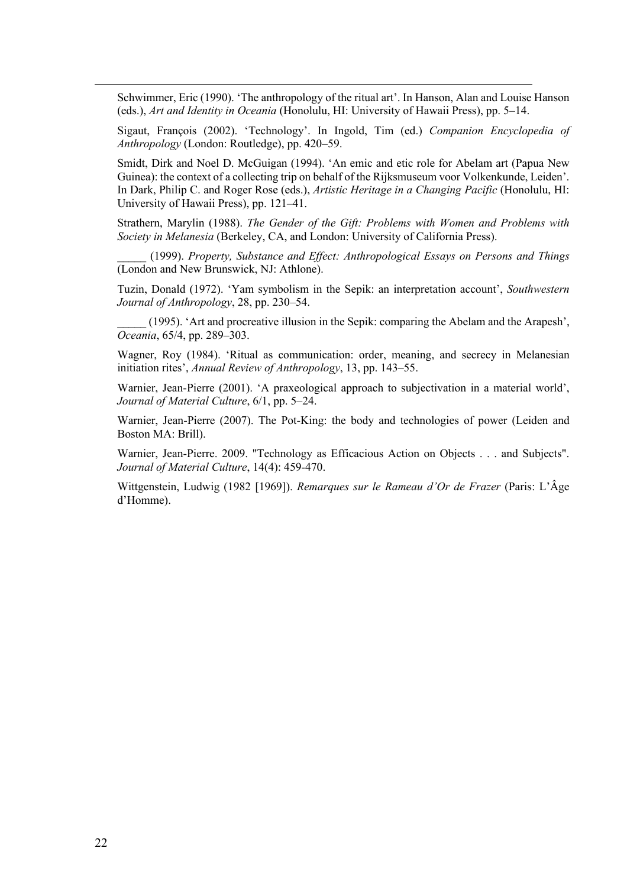Schwimmer, Eric (1990). 'The anthropology of the ritual art'. In Hanson, Alan and Louise Hanson (eds.), *Art and Identity in Oceania* (Honolulu, HI: University of Hawaii Press), pp. 5–14.

Sigaut, François (2002). 'Technology'. In Ingold, Tim (ed.) *Companion Encyclopedia of Anthropology* (London: Routledge), pp. 420–59.

Smidt, Dirk and Noel D. McGuigan (1994). 'An emic and etic role for Abelam art (Papua New Guinea): the context of a collecting trip on behalf of the Rijksmuseum voor Volkenkunde, Leiden'. In Dark, Philip C. and Roger Rose (eds.), *Artistic Heritage in a Changing Pacific* (Honolulu, HI: University of Hawaii Press), pp. 121–41.

Strathern, Marylin (1988). *The Gender of the Gift: Problems with Women and Problems with Society in Melanesia* (Berkeley, CA, and London: University of California Press).

_____ (1999). *Property, Substance and Effect: Anthropological Essays on Persons and Things* (London and New Brunswick, NJ: Athlone).

Tuzin, Donald (1972). 'Yam symbolism in the Sepik: an interpretation account', *Southwestern Journal of Anthropology*, 28, pp. 230–54.

_____ (1995). 'Art and procreative illusion in the Sepik: comparing the Abelam and the Arapesh', *Oceania*, 65/4, pp. 289–303.

Wagner, Roy (1984). 'Ritual as communication: order, meaning, and secrecy in Melanesian initiation rites', *Annual Review of Anthropology*, 13, pp. 143–55.

Warnier, Jean-Pierre (2001). 'A praxeological approach to subjectivation in a material world', *Journal of Material Culture*, 6/1, pp. 5–24.

Warnier, Jean-Pierre (2007). The Pot-King: the body and technologies of power (Leiden and Boston MA: Brill).

Warnier, Jean-Pierre. 2009. "Technology as Efficacious Action on Objects . . . and Subjects". *Journal of Material Culture*, 14(4): 459-470.

Wittgenstein, Ludwig (1982 [1969]). *Remarques sur le Rameau d'Or de Frazer* (Paris: L'Âge d'Homme).